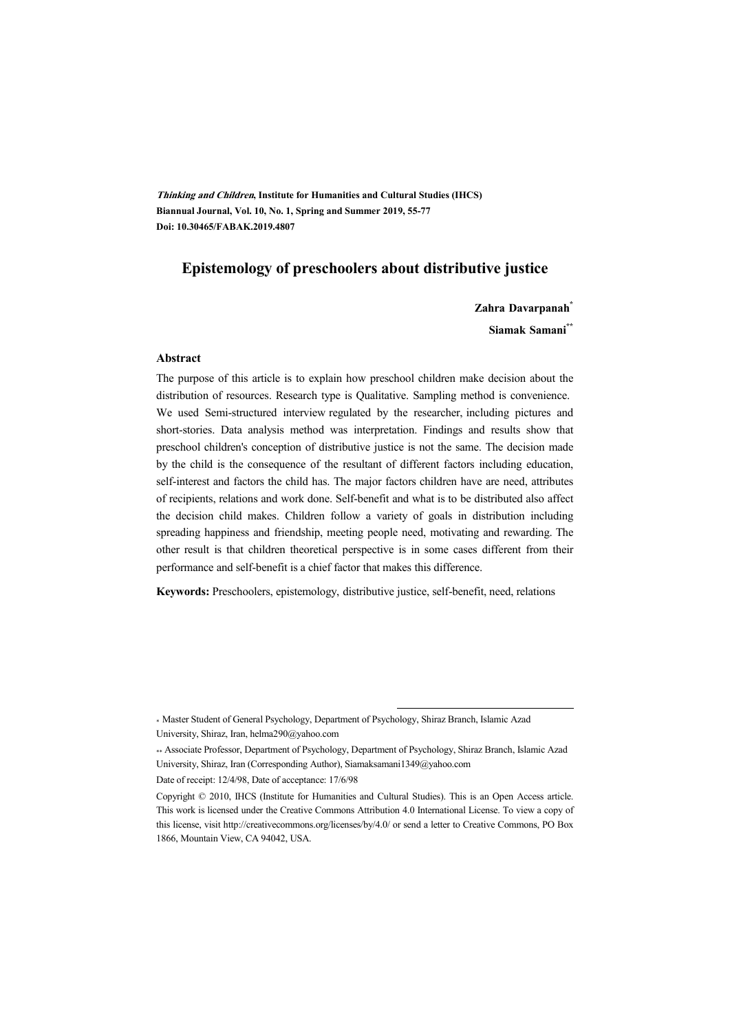*Thinking and Children*, **Institute for Humanities and Cultural Studies (IHCS)**
**Biannual Journal, Vol. 10, No. 1, Spring and Summer 2019, 55-77**
**Doi: 10.30465/FABAK.2019.4807**

# Epistemology of preschoolers about distributive justice

**Zahra Davarpanah***

**Siamak Samani****

### Abstract

The purpose of this article is to explain how preschool children make decision about the distribution of resources. Research type is Qualitative. Sampling method is convenience. We used Semi-structured interview regulated by the researcher, including pictures and short-stories. Data analysis method was interpretation. Findings and results show that preschool children's conception of distributive justice is not the same. The decision made by the child is the consequence of the resultant of different factors including education, self-interest and factors the child has. The major factors children have are need, attributes of recipients, relations and work done. Self-benefit and what is to be distributed also affect the decision child makes. Children follow a variety of goals in distribution including spreading happiness and friendship, meeting people need, motivating and rewarding. The other result is that children theoretical perspective is in some cases different from their performance and self-benefit is a chief factor that makes this difference.

**Keywords:** Preschoolers, epistemology, distributive justice, self-benefit, need, relations

---

\* Master Student of General Psychology, Department of Psychology, Shiraz Branch, Islamic Azad University, Shiraz, Iran, helma290@yahoo.com

\*\* Associate Professor, Department of Psychology, Department of Psychology, Shiraz Branch, Islamic Azad University, Shiraz, Iran (Corresponding Author), Siamaksamani1349@yahoo.com

Date of receipt: 12/4/98, Date of acceptance: 17/6/98

Copyright © 2010, IHCS (Institute for Humanities and Cultural Studies). This is an Open Access article. This work is licensed under the Creative Commons Attribution 4.0 International License. To view a copy of this license, visit http://creativecommons.org/licenses/by/4.0/ or send a letter to Creative Commons, PO Box 1866, Mountain View, CA 94042, USA.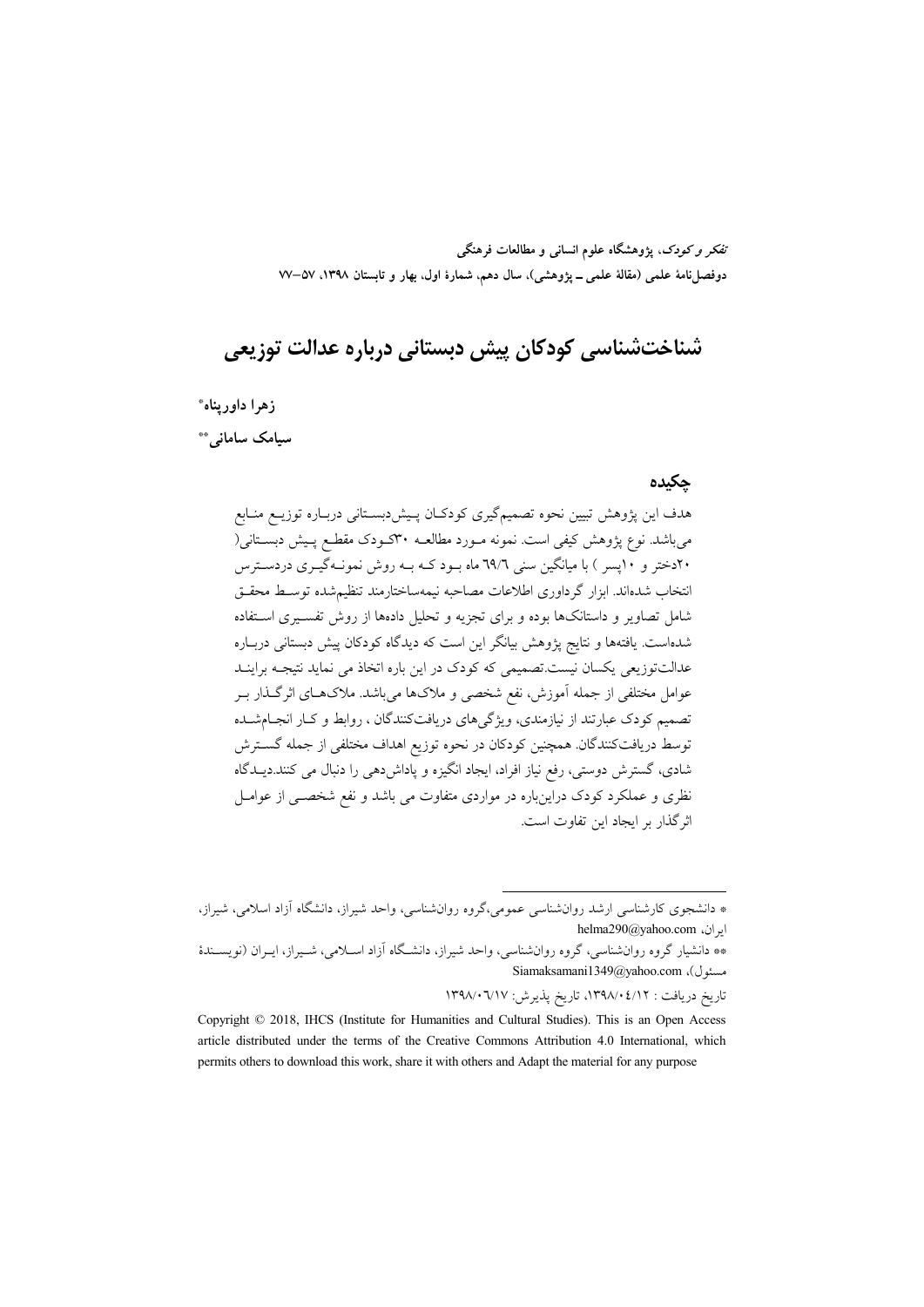*تفکر و کودک*، پژوهشگاه علوم انسانی و مطالعات فرهنگی
دوفصل‌نامهٔ علمی (مقالهٔ علمی ـ پژوهشی)، سال دهم، شمارهٔ اول، بهار و تابستان ۱۳۹۸، ۵۷–۷۷

# شناخت‌شناسی کودکان پیش دبستانی درباره عدالت توزیعی

**زهرا داورپناه***

**سیامک سامانی****

## چکیده

هدف این پژوهش تبیین نحوه تصمیم‌گیری کودکان پیش‌دبستانی درباره توزیع منابع می‌باشد. نوع پژوهش کیفی است. نمونه مورد مطالعه ۳۰کودک مقطع پیش دبستانی( ۲۰دختر و ۱۰پسر ) با میانگین سنی ٦٩/٦ ماه بود که به روش نمونه‌گیری دردسترس انتخاب شده‌اند. ابزار گرداوری اطلاعات مصاحبه نیمه‌ساختارمند تنظیم‌شده توسط محقق شامل تصاویر و داستانک‌ها بوده و برای تجزیه و تحلیل داده‌ها از روش تفسیری استفاده شده‌است. یافته‌ها و نتایج پژوهش بیانگر این است که دیدگاه کودکان پیش دبستانی درباره عدالت‌توزیعی یکسان نیست.تصمیمی که کودک در این باره اتخاذ می نماید نتیجه برایند عوامل مختلفی از جمله آموزش، نفع شخصی و ملاک‌ها می‌باشد. ملاک‌های اثرگذار بر تصمیم کودک عبارتند از نیازمندی، ویژگی‌های دریافت‌کنندگان ، روابط و کار انجام‌شده توسط دریافت‌کنندگان. همچنین کودکان در نحوه توزیع اهداف مختلفی از جمله گسترش شادی، گسترش دوستی، رفع نیاز افراد، ایجاد انگیزه و پاداش‌دهی را دنبال می کنند.دیدگاه نظری و عملکرد کودک دراین‌باره در مواردی متفاوت می باشد و نفع شخصی از عوامل اثرگذار بر ایجاد این تفاوت است.

---

* دانشجوی کارشناسی ارشد روان‌شناسی عمومی،گروه روان‌شناسی، واحد شیراز، دانشگاه آزاد اسلامی، شیراز، ایران، helma290@yahoo.com

** دانشیار گروه روان‌شناسی، گروه روان‌شناسی، واحد شیراز، دانشگاه آزاد اسلامی، شیراز، ایران (نویسندهٔ مسئول)، Siamaksamani1349@yahoo.com

تاریخ دریافت : ۱۳۹۸/۰٤/۱۲، تاریخ پذیرش: ۱۳۹۸/۰٦/۱۷

Copyright © 2018, IHCS (Institute for Humanities and Cultural Studies). This is an Open Access article distributed under the terms of the Creative Commons Attribution 4.0 International, which permits others to download this work, share it with others and Adapt the material for any purpose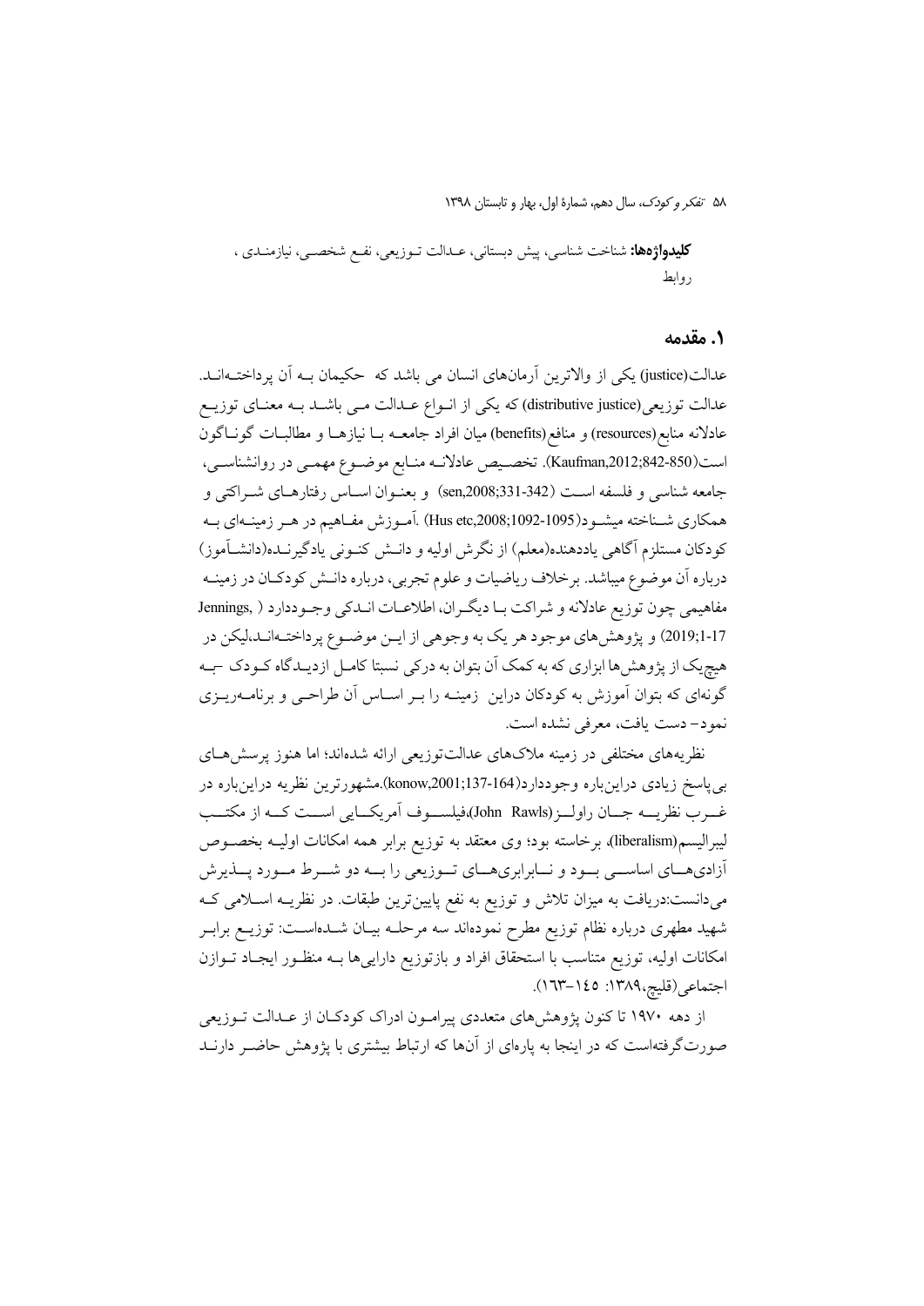**کلیدواژه‌ها:** شناخت شناسی، پیش دبستانی، عـدالت تـوزیعی، نفـع شخصـی، نیازمنـدی ، روابط

## ۱. مقدمه

عدالت(justice) یکی از والاترین آرمان‌های انسان می باشد که حکیمان بـه آن پرداختـه‌انـد. عدالت توزیعی(distributive justice) که یکی از انـواع عـدالت مـی باشـد بـه معنـای توزیـع عادلانه منابع(resources) و منافع(benefits) میان افراد جامعـه بـا نیازهـا و مطالبـات گونـاگون است(Kaufman,2012;842-850). تخصـیص عادلانـه منـابع موضـوع مهمـی در روانشناسـی، جامعه شناسی و فلسفه اسـت (sen,2008;331-342) و بعنـوان اسـاس رفتارهـای شـراکتی و همکاری شـناخته میشـود(Hus etc,2008;1092-1095) .آمـوزش مفـاهیم در هـر زمینـه‌ای بـه کودکان مستلزم آگاهی یاددهنده(معلم) از نگرش اولیه و دانـش کنـونی یادگیرنـده(دانشـآموز) درباره آن موضوع میباشد. برخلاف ریاضیات و علوم تجربی، درباره دانـش کودکـان در زمینـه مفاهیمی چون توزیع عادلانه و شراکت بـا دیگـران، اطلاعـات انـدکی وجـوددارد ( Jennings, 2019;1-17) و پژوهش‌های موجود هر یک به وجوهی از ایـن موضـوع پرداختـه‌انـد،لیکن در هیچ‌یک از پژوهش‌ها ابزاری که به کمک آن بتوان به درکی نسبتا کامـل ازدیـدگاه کـودک –بـه گونه‌ای که بتوان آموزش به کودکان دراین زمینـه را بـر اسـاس آن طراحـی و برنامـه‌ریـزی نمود– دست یافت، معرفی نشده است.

نظریه‌های مختلفی در زمینه ملاک‌های عدالت‌توزیعی ارائه شده‌اند؛ اما هنوز پرسش‌هـای بی‌پاسخ زیادی دراین‌باره وجوددارد(konow,2001;137-164).مشهورترین نظریه دراین‌باره در غـرب نظریـه جـان راولـز(John Rawls)،فیلسـوف آمریکـایی اسـت کـه از مکتـب لیبرالیسم(liberalism)، برخاسته بود؛ وی معتقد به توزیع برابر همه امکانات اولیـه بخصـوص آزادی‌هـای اساسـی بـود و نـابرابری‌هـای تـوزیعی را بـه دو شـرط مـورد پـذیرش می‌دانست:دریافت به میزان تلاش و توزیع به نفع پایین‌ترین طبقات. در نظریـه اسـلامی کـه شهید مطهری درباره نظام توزیع مطرح نموده‌اند سه مرحلـه بیـان شـده‌اسـت: توزیـع برابـر امکانات اولیه، توزیع متناسب با استحقاق افراد و بازتوزیع دارایی‌ها بـه منظـور ایجـاد تـوازن اجتماعی(قلیچ،۱۳۸۹: ۱۴۵–۱۶۳).

از دهه ۱۹۷۰ تا کنون پژوهش‌های متعددی پیرامـون ادراک کودکـان از عـدالت تـوزیعی صورت‌گرفته‌است که در اینجا به پاره‌ای از آن‌ها که ارتباط بیشتری با پژوهش حاضـر دارنـد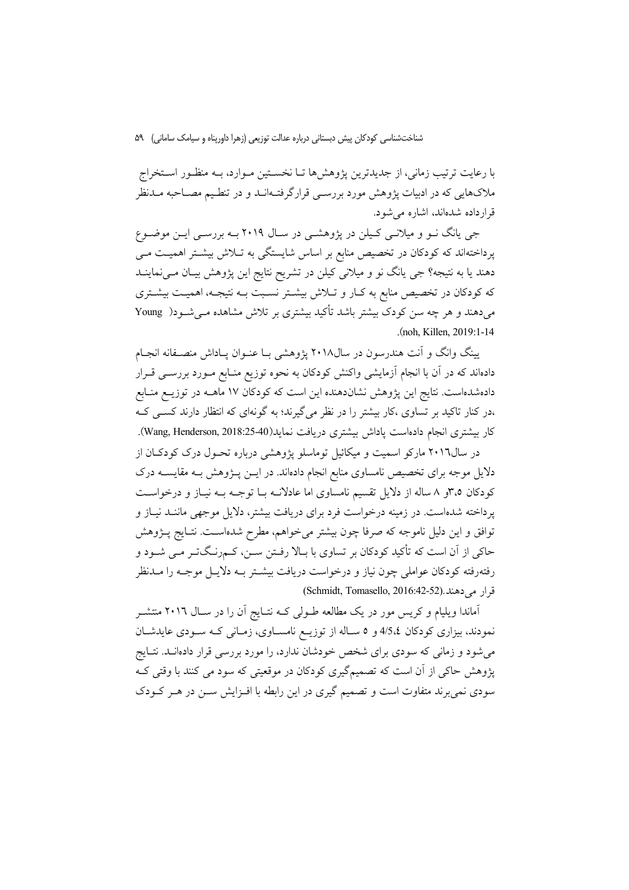با رعایت ترتیب زمانی، از جدیدترین پژوهش‌ها تـا نخسـتین مـوارد، بـه منظـور اسـتخراج ملاک‌هایی که در ادبیات پژوهش مورد بررسـی قرارگرفتـه‌انـد و در تنظـیم مصـاحبه مـدنظر قرارداده شده‌اند، اشاره می‌شود.

جی یانگ نـو و میلانـی کـیلن در پژوهشـی در سـال ۲۰۱۹ بـه بررسـی ایـن موضـوع پرداخته‌اند که کودکان در تخصیص منابع بر اساس شایستگی به تـلاش بیشـتر اهمیـت مـی دهند یا به نتیجه؟ جی یانگ نو و میلانی کیلن در تشریح نتایج این پژوهش بیـان مـی‌نماینـد که کودکان در تخصیص منابع به کـار و تـلاش بیشـتر نسـبت بـه نتیجـه، اهمیـت بیشـتری می‌دهند و هر چه سن کودک بیشتر باشد تأکید بیشتری بر تلاش مشاهده مـی‌شـود( Young noh, Killen, 2019:1-14).

یینگ وانگ و آنت هندرسون در سال۲۰۱۸ پژوهشی بـا عنـوان پـاداش منصـفانه انجـام داده‌اند که در آن با انجام آزمایشی واکنش کودکان به نحوه توزیع منـابع مـورد بررسـی قـرار داده‌شده‌است. نتایج این پژوهش نشان‌دهنده این است که کودکان ۱۷ ماهـه در توزیـع منـابع ،در کنار تاکید بر تساوی ،کار بیشتر را در نظر می‌گیرند؛ به گونه‌ای که انتظار دارند کسـی کـه کار بیشتری انجام داده‌است پاداش بیشتری دریافت نماید(Wang, Henderson, 2018:25-40).

در سال۲۰۱٦ مارکو اسمیت و میکائیل توماسلو پژوهشی درباره تحـول درک کودکـان از دلایل موجه برای تخصیص منابع نامساوی انجام داده‌اند. در ایـن پـژوهش بـه مقایسـه درک کودکان ۳،۵و ۸ ساله از دلایل تقسیم نامساوی اما عادلانـه بـا توجـه بـه نیـاز و درخواسـت پرداخته شده‌است. در زمینه درخواست فرد برای دریافت بیشتر، دلایل موجهی ماننـد نیـاز و توافق و این دلیل ناموجه که صرفا چون بیشتر می‌خواهم، مطرح شده‌اسـت. نتـایج پـژوهش حاکی از آن است که تأکید کودکان بر تساوی با بـالا رفـتن سـن، کـم‌رنـگ‌تـر مـی شـود و رفته‌رفته کودکان عواملی چون نیاز و درخواست دریافت بیشـتر بـه دلایـل موجـه را مـدنظر قرار می‌دهند.(Schmidt, Tomasello, 2016:42-52)

آماندا ویلیام و کریس مور در یک مطالعه طـولی کـه نتـایج آن را در سـال ۲۰۱٦ منتشـر نمودند، بیزاری کودکان 4/5،٤ و ٥ سـاله از توزیـع نامسـاوی، زمـانی کـه سـودی عایدشـان می‌شود و زمانی که سودی برای شخص خودشان ندارد، را مورد بررسی قرار داده‌انـد. نتـایج پژوهش حاکی از آن است که تصمیم‌گیری کودکان در موقعیتی که سود می کنند با وقتی کـه سودی نمی‌برند متفاوت است و تصمیم گیری در این رابطه با افـزایش سـن در هـر کـودک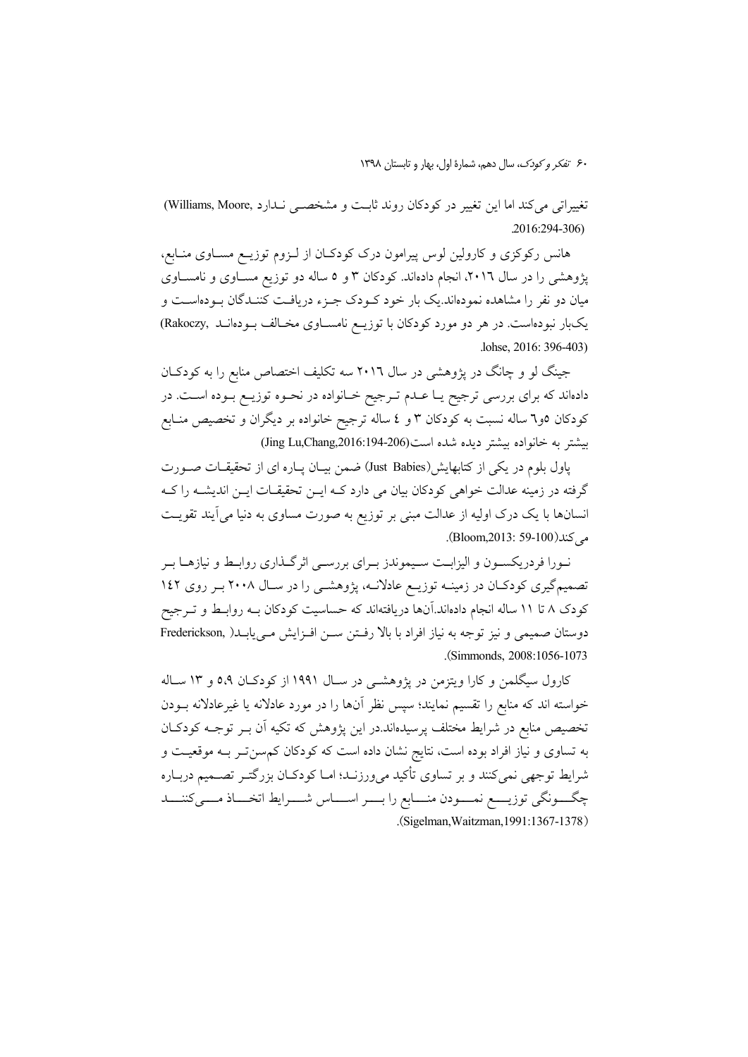تغییراتی می‌کند اما این تغییر در کودکان روند ثابت و مشخصی ندارد (Williams, Moore, 2016:294-306).

هانس رکوکزی و کارولین لوس پیرامون درک کودکان از لزوم توزیع مساوی منابع، پژوهشی را در سال ۲۰۱۶، انجام داده‌اند. کودکان ۳ و ۵ ساله دو توزیع مساوی و نامساوی میان دو نفر را مشاهده نموده‌اند.یک بار خود کودک جزء دریافت کنندگان بوده‌است و یک‌بار نبوده‌است. در هر دو مورد کودکان با توزیع نامساوی مخالف بوده‌اند (Rakoczy, lohse, 2016: 396-403).

جینگ لو و چانگ در پژوهشی در سال ۲۰۱۶ سه تکلیف اختصاص منابع را به کودکان داده‌اند که برای بررسی ترجیح یا عدم ترجیح خانواده در نحوه توزیع بوده است. در کودکان ٥و٦ ساله نسبت به کودکان ۳ و ٤ ساله ترجیح خانواده بر دیگران و تخصیص منابع بیشتر به خانواده بیشتر دیده شده است(Jing Lu,Chang,2016:194-206)

پاول بلوم در یکی از کتابهایش(Just Babies) ضمن بیان پاره ای از تحقیقات صورت گرفته در زمینه عدالت خواهی کودکان بیان می دارد که این تحقیقات این اندیشه را که انسان‌ها با یک درک اولیه از عدالت مبنی بر توزیع به صورت مساوی به دنیا می‌آیند تقویت می‌کند(Bloom,2013: 59-100).

نورا فدریکسون و الیزابت سیموندز برای بررسی اثرگذاری روابط و نیازها بر تصمیم‌گیری کودکان در زمینه توزیع عادلانه، پژوهشی را در سال ۲۰۰۸ بر روی ١٤٢ کودک ۸ تا ۱۱ ساله انجام داده‌اند.آن‌ها دریافته‌اند که حساسیت کودکان به روابط و ترجیح دوستان صمیمی و نیز توجه به نیاز افراد با بالا رفتن سن افزایش می‌یابد( Frederickson, Simmonds, 2008:1056-1073).

کارول سیگلمن و کارا ویتزمن در پژوهشی در سال ۱۹۹۱ از کودکان ٥،٩ و ١٣ ساله خواسته اند که منابع را تقسیم نمایند؛ سپس نظر آن‌ها را در مورد عادلانه یا غیرعادلانه بودن تخصیص منابع در شرایط مختلف پرسیده‌اند.در این پژوهش که تکیه آن بر توجه کودکان به تساوی و نیاز افراد بوده است، نتایج نشان داده است که کودکان کم‌سن‌تر به موقعیت و شرایط توجهی نمی‌کنند و بر تساوی تأکید می‌ورزند؛ اما کودکان بزرگتر تصمیم درباره چگونگی توزیع نمودن منابع را بر اساس شرایط اتخاذ می‌کنند (Sigelman,Waitzman,1991:1367-1378).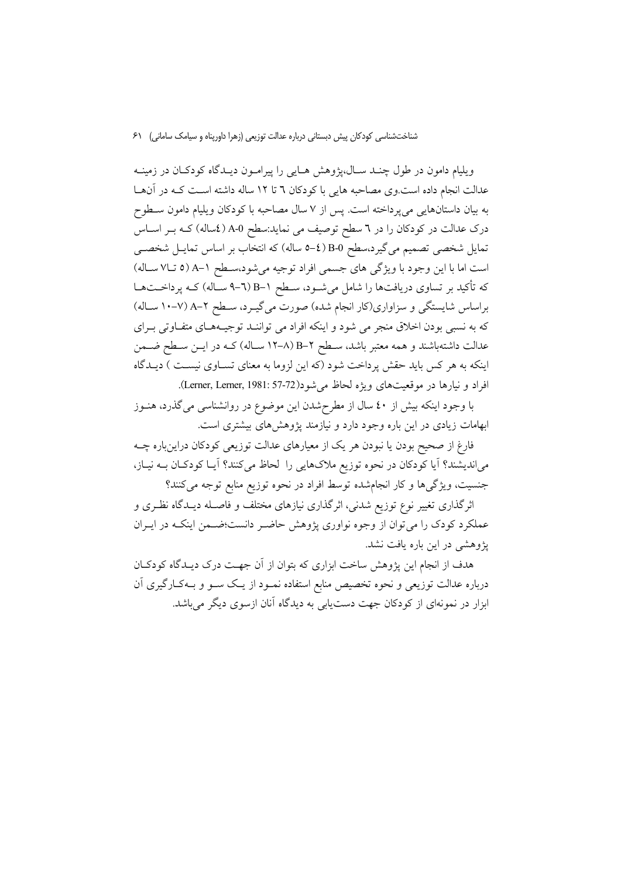ویلیام دامون در طول چند سال،پژوهش هایی را پیرامون دیدگاه کودکان در زمینه عدالت انجام داده است.وی مصاحبه هایی با کودکان ٦ تا ١٢ ساله داشته است که در آن‌ها به بیان داستان‌هایی می‌پرداخته است. پس از ٧ سال مصاحبه با کودکان ویلیام دامون سطوح درک عدالت در کودکان را در ٦ سطح توصیف می نماید:سطح A-0 (٤ساله) که بر اساس تمایل شخصی تصمیم می‌گیرد،سطح B-0 (٤–٥ ساله) که انتخاب بر اساس تمایل شخصی است اما با این وجود با ویژگی های جسمی افراد توجیه می‌شود،سطح A–١ (٥ تا٧ ساله) که تأکید بر تساوی دریافت‌ها را شامل می‌شود، سطح B–١ (٦–٩ ساله) که پرداخت‌ها براساس شایستگی و سزاواری(کار انجام شده) صورت می‌گیرد، سطح A–٢ (٧–١٠ ساله) که به نسبی بودن اخلاق منجر می شود و اینکه افراد می توانند توجیه‌های متفاوتی برای عدالت داشته‌باشند و همه معتبر باشد، سطح B–٢ (٨–١٢ ساله) که در این سطح ضمن اینکه به هر کس باید حقش پرداخت شود (که این لزوما به معنای تساوی نیست ) دیدگاه افراد و نیارها در موقعیت‌های ویژه لحاظ می‌شود(Lerner, Lerner, 1981: 57-72).

با وجود اینکه بیش از ٤٠ سال از مطرح‌شدن این موضوع در روانشناسی می‌گذرد، هنوز ابهامات زیادی در این باره وجود دارد و نیازمند پژوهش‌های بیشتری است.

فارغ از صحیح بودن یا نبودن هر یک از معیارهای عدالت توزیعی کودکان دراین‌باره چه می‌اندیشند؟ آیا کودکان در نحوه توزیع ملاک‌هایی را لحاظ می‌کنند؟ آیا کودکان به نیاز، جنسیت، ویژگی‌ها و کار انجام‌شده توسط افراد در نحوه توزیع منابع توجه می‌کنند؟

اثرگذاری تغییر نوع توزیع شدنی، اثرگذاری نیازهای مختلف و فاصله دیدگاه نظری و عملکرد کودک را می‌توان از وجوه نواوری پژوهش حاضر دانست؛ضمن اینکه در ایران پژوهشی در این باره یافت نشد.

هدف از انجام این پژوهش ساخت ابزاری که بتوان از آن جهت درک دیدگاه کودکان درباره عدالت توزیعی و نحوه تخصیص منابع استفاده نمود از یک سو و به‌کارگیری آن ابزار در نمونه‌ای از کودکان جهت دست‌یابی به دیدگاه آنان ازسوی دیگر می‌باشد.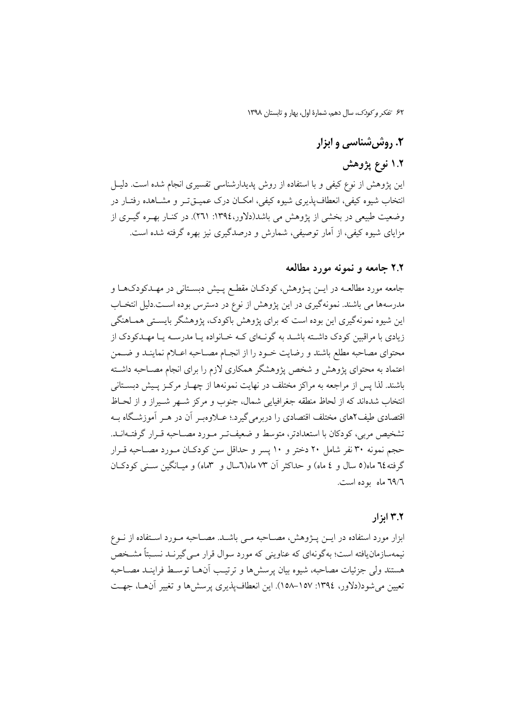## ۲. روش‌شناسی و ابزار

### ۱.۲ نوع پژوهش

این پژوهش از نوع کیفی و با استفاده از روش پدیدارشناسی تفسیری انجام شده است. دلیل انتخاب شیوه کیفی، انعطاف‌پذیری شیوه کیفی، امکان درک عمیق‌تر و مشاهده رفتار در وضعیت طبیعی در بخشی از پژوهش می باشد(دلاور،۱۳۹٤: ۲٦۱). در کنار بهره گیری از مزایای شیوه کیفی، از آمار توصیفی، شمارش و درصدگیری نیز بهره گرفته شده است.

### ۲.۲ جامعه و نمونه مورد مطالعه

جامعه مورد مطالعه در این پژوهش، کودکان مقطع پیش دبستانی در مهدکودک‌ها و مدرسه‌ها می باشند. نمونه‌گیری در این پژوهش از نوع در دسترس بوده است.دلیل انتخاب این شیوه نمونه‌گیری این بوده است که برای پژوهش باکودک، پژوهشگر بایستی هماهنگی زیادی با مراقبین کودک داشته باشد به گونه‌ای که خانواده یا مدرسه یا مهدکودک از محتوای مصاحبه مطلع باشند و رضایت خود را از انجام مصاحبه اعلام نمایند و ضمن اعتماد به محتوای پژوهش و شخص پژوهشگر همکاری لازم را برای انجام مصاحبه داشته باشند. لذا پس از مراجعه به مراکز مختلف در نهایت نمونه‌ها از چهار مرکز پیش دبستانی انتخاب شده‌اند که از لحاظ منطقه جغرافیایی شمال، جنوب و مرکز شهر شیراز و از لحاظ اقتصادی طیف۲های مختلف اقتصادی را دربرمی‌گیرد؛ علاوه‌بر آن در هر آموزشگاه به تشخیص مربی، کودکان با استعدادتر، متوسط و ضعیف‌تر مورد مصاحبه قرار گرفته‌اند. حجم نمونه ۳۰ نفر شامل ۲۰ دختر و ۱۰ پسر و حداقل سن کودکان مورد مصاحبه قرار گرفته٦٤ ماه(٥ سال و ٤ ماه) و حداکثر آن ۷۳ ماه(٦سال و ۳ماه) و میانگین سنی کودکان ٦۹/٦ ماه بوده است.

### ۳.۲ ابزار

ابزار مورد استفاده در این پژوهش، مصاحبه می باشد. مصاحبه مورد استفاده از نوع نیمه‌سازمان‌یافته است؛ به‌گونه‌ای که عناوینی که مورد سوال قرار می‌گیرند نسبتاً مشخص هستند ولی جزئیات مصاحبه، شیوه بیان پرسش‌ها و ترتیب آن‌ها توسط فرایند مصاحبه تعیین می‌شود(دلاور، ۱۳۹٤: ۱٥۷–۱٥۸). این انعطاف‌پذیری پرسش‌ها و تغییر آن‌ها، جهت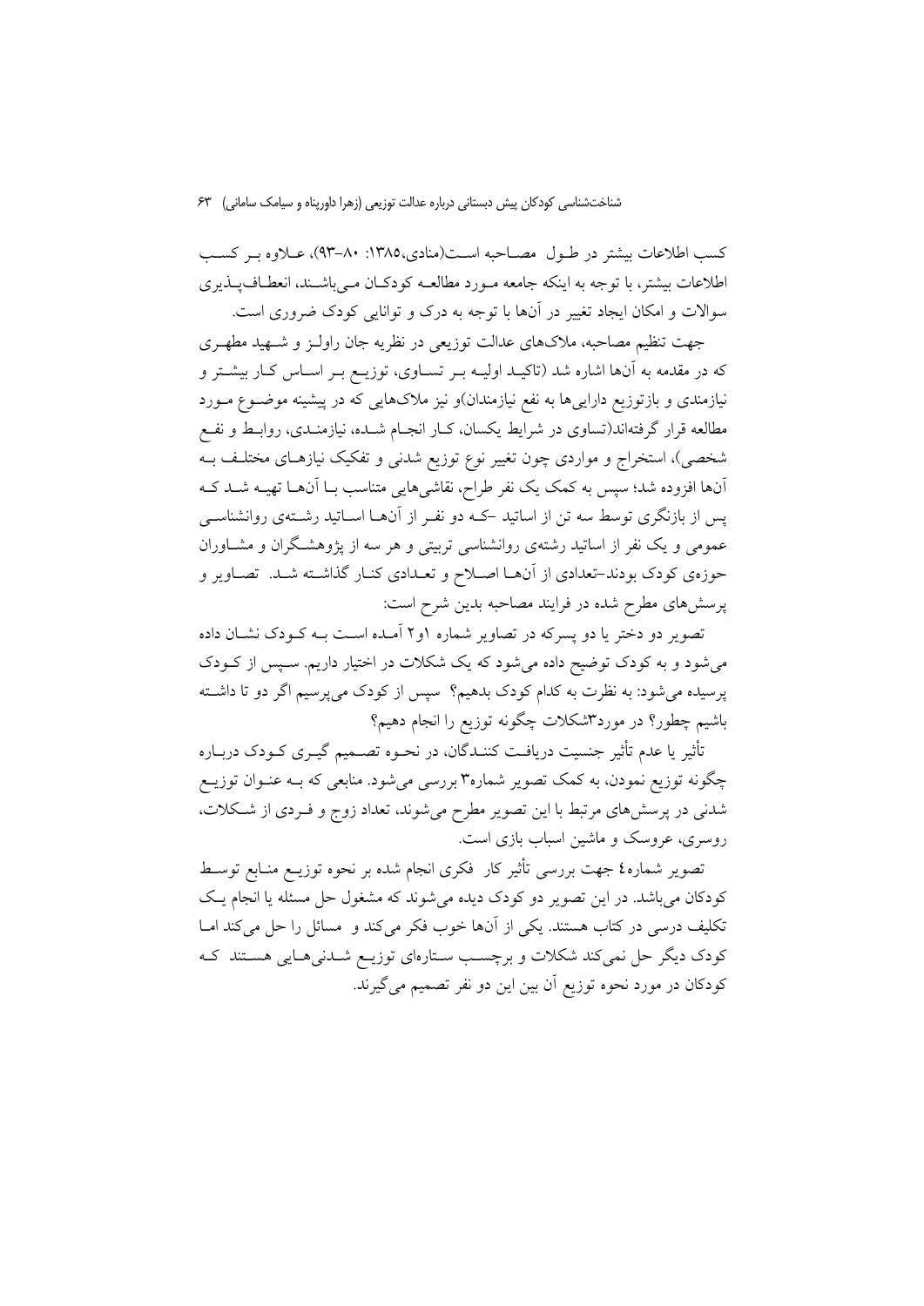کسب اطلاعات بیشتر در طول مصاحبه است(منادی،۱۳۸۵: ۸۰-۹۳)، علاوه بر کسب اطلاعات بیشتر، با توجه به اینکه جامعه مورد مطالعه کودکان می‌باشند، انعطاف‌پذیری سوالات و امکان ایجاد تغییر در آن‌ها با توجه به درک و توانایی کودک ضروری است.

جهت تنظیم مصاحبه، ملاک‌های عدالت توزیعی در نظریه جان راولز و شهید مطهری که در مقدمه به آن‌ها اشاره شد (تاکید اولیه بر تساوی، توزیع بر اساس کار بیشتر و نیازمندی و بازتوزیع دارایی‌ها به نفع نیازمندان)و نیز ملاک‌هایی که در پیشینه موضوع مورد مطالعه قرار گرفته‌اند(تساوی در شرایط یکسان، کار انجام شده، نیازمندی، روابط و نفع شخصی)، استخراج و مواردی چون تغییر نوع توزیع شدنی و تفکیک نیازهای مختلف به آن‌ها افزوده شد؛ سپس به کمک یک نفر طراح، نقاشی‌هایی متناسب با آن‌ها تهیه شد که پس از بازنگری توسط سه تن از اساتید -که دو نفر از آن‌ها اساتید رشته‌ی روانشناسی عمومی و یک نفر از اساتید رشته‌ی روانشناسی تربیتی و هر سه از پژوهشگران و مشاوران حوزه‌ی کودک بودند-تعدادی از آن‌ها اصلاح و تعدادی کنار گذاشته شد. تصاویر و پرسش‌های مطرح شده در فرایند مصاحبه بدین شرح است:

تصویر دو دختر یا دو پسرکه در تصاویر شماره ۱و۲ آمده است به کودک نشان داده می‌شود و به کودک توضیح داده می‌شود که یک شکلات در اختیار داریم. سپس از کودک پرسیده می‌شود: به نظرت به کدام کودک بدهیم؟ سپس از کودک می‌پرسیم اگر دو تا داشته باشیم چطور؟ در مورد۳شکلات چگونه توزیع را انجام دهیم؟

تأثیر یا عدم تأثیر جنسیت دریافت کنندگان، در نحوه تصمیم گیری کودک درباره چگونه توزیع نمودن، به کمک تصویر شماره۳ بررسی می‌شود. منابعی که به عنوان توزیع شدنی در پرسش‌های مرتبط با این تصویر مطرح می‌شوند، تعداد زوج و فردی از شکلات، روسری، عروسک و ماشین اسباب بازی است.

تصویر شماره٤ جهت بررسی تأثیر کار فکری انجام شده بر نحوه توزیع منابع توسط کودکان می‌باشد. در این تصویر دو کودک دیده می‌شوند که مشغول حل مسئله یا انجام یک تکلیف درسی در کتاب هستند. یکی از آن‌ها خوب فکر می‌کند و مسائل را حل می‌کند اما کودک دیگر حل نمی‌کند شکلات و برچسب ستاره‌ای توزیع شدنی‌هایی هستند که کودکان در مورد نحوه توزیع آن بین این دو نفر تصمیم می‌گیرند.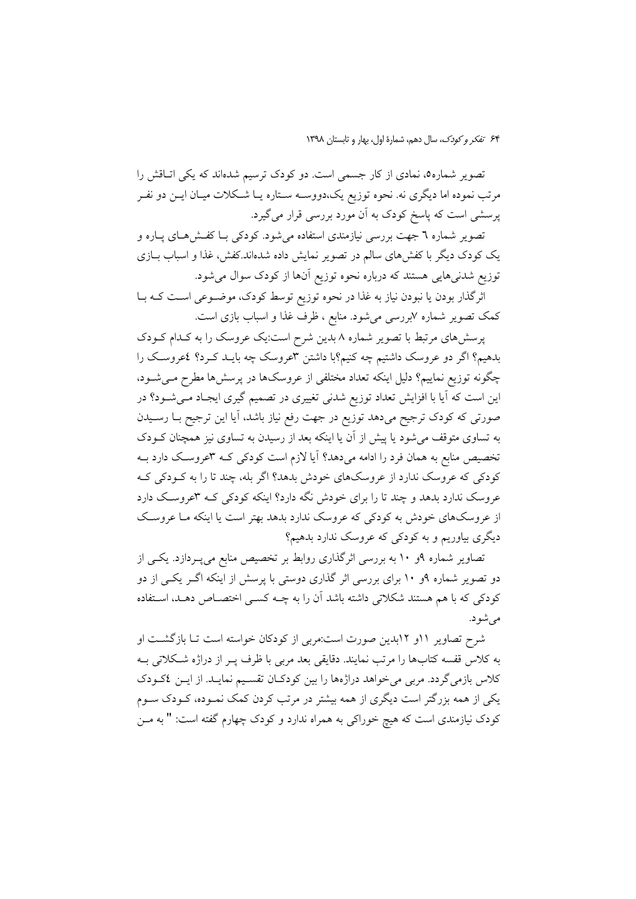تصویر شماره۵، نمادی از کار جسمی است. دو کودک ترسیم شده‌اند که یکی اتاقش را مرتب نموده اما دیگری نه. نحوه توزیع یک،دووسه ستاره یا شکلات میان این دو نفر پرسشی است که پاسخ کودک به آن مورد بررسی قرار می‌گیرد.

تصویر شماره ٦ جهت بررسی نیازمندی استفاده می‌شود. کودکی با کفش‌های پاره و یک کودک دیگر با کفش‌های سالم در تصویر نمایش داده شده‌اند.کفش، غذا و اسباب بازی توزیع شدنی‌هایی هستند که درباره نحوه توزیع آنها از کودک سوال می‌شود.

اثرگذار بودن یا نبودن نیاز به غذا در نحوه توزیع توسط کودک، موضوعی است که با کمک تصویر شماره ۷بررسی می‌شود. منابع ، ظرف غذا و اسباب بازی است.

پرسش‌های مرتبط با تصویر شماره ۸ بدین شرح است:یک عروسک را به کدام کودک بدهیم؟ اگر دو عروسک داشتیم چه کنیم؟با داشتن ۳عروسک چه باید کرد؟ ٤عروسک را چگونه توزیع نماییم؟ دلیل اینکه تعداد مختلفی از عروسک‌ها در پرسش‌ها مطرح می‌شود، این است که آیا با افزایش تعداد توزیع شدنی تغییری در تصمیم گیری ایجاد می‌شود؟ در صورتی که کودک ترجیح می‌دهد توزیع در جهت رفع نیاز باشد، آیا این ترجیح با رسیدن به تساوی متوقف می‌شود یا پیش از آن یا اینکه بعد از رسیدن به تساوی نیز همچنان کودک تخصیص منابع به همان فرد را ادامه می‌دهد؟ آیا لازم است کودکی که ۳عروسک دارد به کودکی که عروسک ندارد از عروسک‌های خودش بدهد؟ اگر بله، چند تا را به کودکی که عروسک ندارد بدهد و چند تا را برای خودش نگه دارد؟ اینکه کودکی که ۳عروسک دارد از عروسک‌های خودش به کودکی که عروسک ندارد بدهد بهتر است یا اینکه ما عروسک دیگری بیاوریم و به کودکی که عروسک ندارد بدهیم؟

تصاویر شماره ۹و ۱۰ به بررسی اثرگذاری روابط بر تخصیص منابع می‌پردازد. یکی از دو تصویر شماره ۹و ۱۰ برای بررسی اثر گذاری دوستی با پرسش از اینکه اگر یکی از دو کودکی که با هم هستند شکلاتی داشته باشد آن را به چه کسی اختصاص دهد، استفاده می‌شود.

شرح تصاویر ۱۱و ۱۲بدین صورت است:مربی از کودکان خواسته است تا بازگشت او به کلاس قفسه کتاب‌ها را مرتب نمایند. دقایقی بعد مربی با ظرف پر از دراژه شکلاتی به کلاس بازمی‌گردد. مربی می‌خواهد دراژه‌ها را بین کودکان تقسیم نماید. از این ٤کودک یکی از همه بزرگتر است دیگری از همه بیشتر در مرتب کردن کمک نموده، کودک سوم کودک نیازمندی است که هیچ خوراکی به همراه ندارد و کودک چهارم گفته است: " به من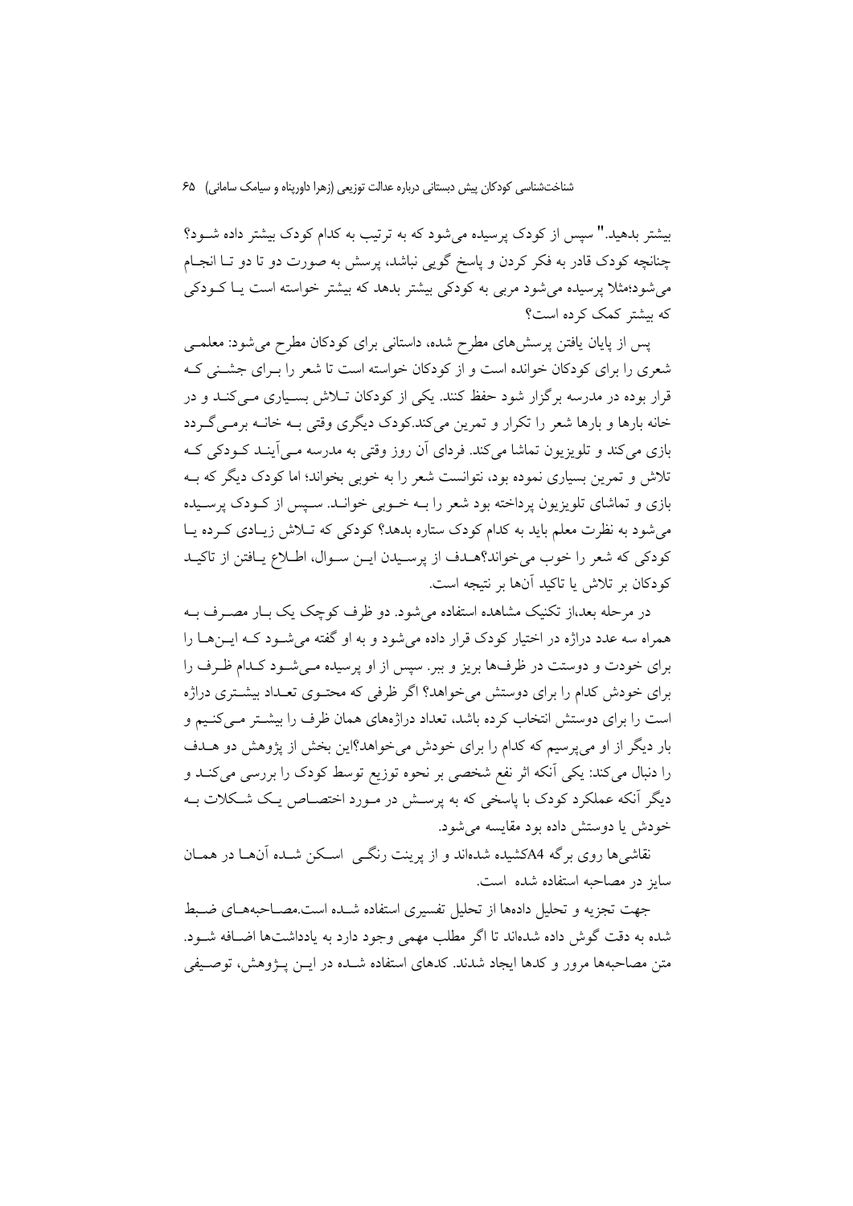بیشتر بدهید." سپس از کودک پرسیده می‌شود که به ترتیب به کدام کودک بیشتر داده شـود؟ چنانچه کودک قادر به فکر کردن و پاسخ گویی نباشد، پرسش به صورت دو تا دو تـا انجـام می‌شود؛مثلا پرسیده می‌شود مربی به کودکی بیشتر بدهد که بیشتر خواسته است یـا کـودکی که بیشتر کمک کرده است؟

پس از پایان یافتن پرسش‌های مطرح شده، داستانی برای کودکان مطرح می‌شود: معلمـی شعری را برای کودکان خوانده است و از کودکان خواسته است تا شعر را بـرای جشـنی کـه قرار بوده در مدرسه برگزار شود حفظ کنند. یکی از کودکان تـلاش بسـیاری مـی‌کنـد و در خانه بارها و بارها شعر را تکرار و تمرین می‌کند.کودک دیگری وقتی بـه خانـه برمـی‌گـردد بازی می‌کند و تلویزیون تماشا می‌کند. فردای آن روز وقتی به مدرسه مـی‌آینـد کـودکی کـه تلاش و تمرین بسیاری نموده بود، نتوانست شعر را به خوبی بخواند؛ اما کودک دیگر که بـه بازی و تماشای تلویزیون پرداخته بود شعر را بـه خـوبی خوانـد. سـپس از کـودک پرسـیده می‌شود به نظرت معلم باید به کدام کودک ستاره بدهد؟ کودکی که تـلاش زیـادی کـرده یـا کودکی که شعر را خوب می‌خواند؟هـدف از پرسـیدن ایـن سـوال، اطـلاع یـافتن از تاکیـد کودکان بر تلاش یا تاکید آنها بر نتیجه است.

در مرحله بعد،از تکنیک مشاهده استفاده می‌شود. دو ظرف کوچک یک بـار مصـرف بـه همراه سه عدد دراژه در اختیار کودک قرار داده می‌شود و به او گفته می‌شـود کـه ایـن‌هـا را برای خودت و دوستت در ظرف‌ها بریز و ببر. سپس از او پرسیده مـی‌شـود کـدام ظـرف را برای خودش کدام را برای دوستش می‌خواهد؟ اگر ظرفی که محتـوی تعـداد بیشـتری دراژه است را برای دوستش انتخاب کرده باشد، تعداد دراژه‌های همان ظرف را بیشـتر مـی‌کنـیم و بار دیگر از او می‌پرسیم که کدام را برای خودش می‌خواهد؟این بخش از پژوهش دو هـدف را دنبال می‌کند: یکی آنکه اثر نفع شخصی بر نحوه توزیع توسط کودک را بررسی می‌کنـد و دیگر آنکه عملکرد کودک با پاسخی که به پرسـش در مـورد اختصـاص یـک شـکلات بـه خودش یا دوستش داده بود مقایسه می‌شود.

نقاشی‌ها روی برگه A4کشیده شده‌اند و از پرینت رنگـی اسـکن شـده آن‌هـا در همـان سایز در مصاحبه استفاده شده است.

جهت تجزیه و تحلیل داده‌ها از تحلیل تفسیری استفاده شـده است.مصـاحبه‌هـای ضـبط شده به دقت گوش داده شده‌اند تا اگر مطلب مهمی وجود دارد به یادداشت‌ها اضـافه شـود. متن مصاحبه‌ها مرور و کدها ایجاد شدند. کدهای استفاده شـده در ایـن پـژوهش، توصـیفی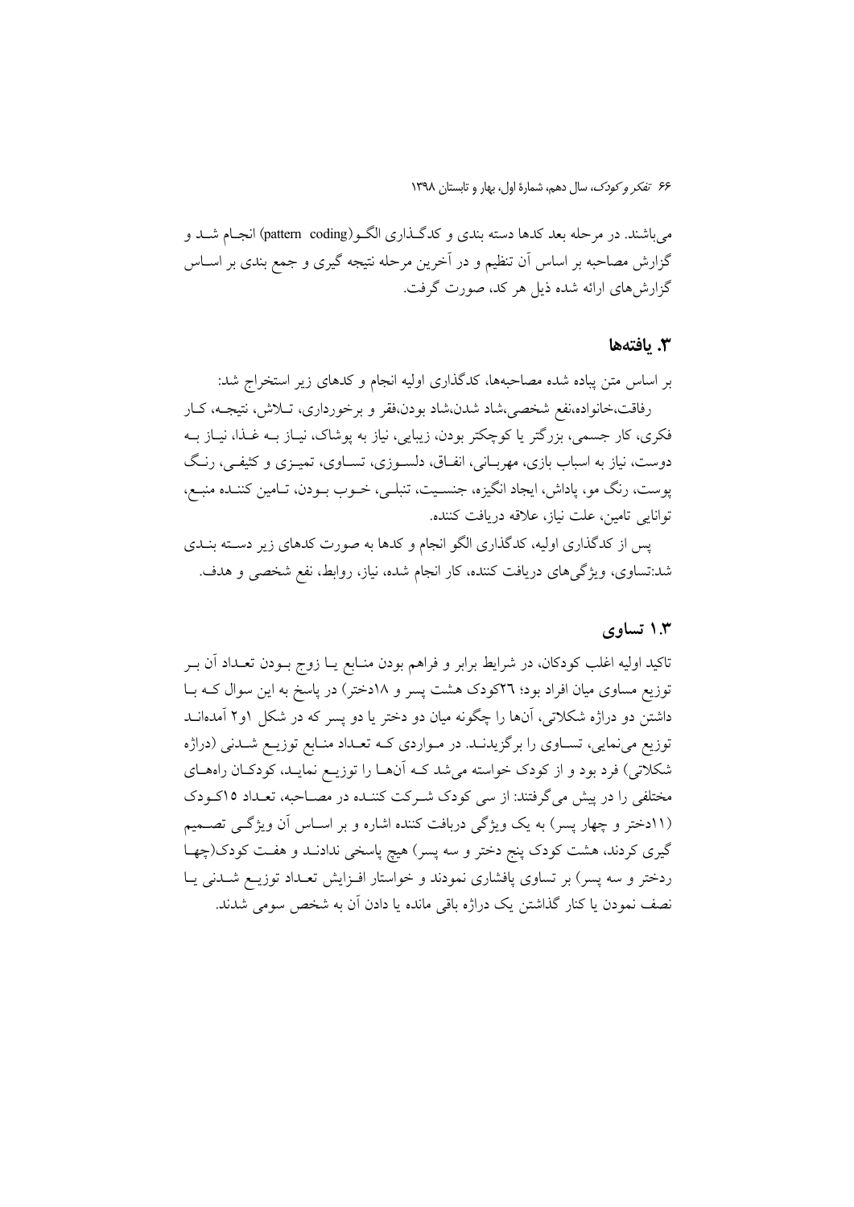می‌باشند. در مرحله بعد کدها دسته بندی و کدگـذاری الگـو(pattern coding) انجـام شـد و گزارش مصاحبه بر اساس آن تنظیم و در آخرین مرحله نتیجه گیری و جمع بندی بر اسـاس گزارش‌های ارائه شده ذیل هر کد، صورت گرفت.

## ۳. یافته‌ها

بر اساس متن پیاده شده مصاحبه‌ها، کدگذاری اولیه انجام و کدهای زیر استخراج شد:

رفاقت،خانواده،نفع شخصی،شاد شدن،شاد بودن،فقر و برخورداری، تـلاش، نتیجـه، کـار فکری، کار جسمی، بزرگتر یا کوچکتر بودن، زیبایی، نیاز به پوشاک، نیـاز بـه غـذا، نیـاز بـه دوست، نیاز به اسباب بازی، مهربـانی، انفـاق، دلسـوزی، تسـاوی، تمیـزی و کثیفـی، رنـگ پوست، رنگ مو، پاداش، ایجاد انگیزه، جنسـیت، تنبلـی، خـوب بـودن، تـامین کننـده منبـع، توانایی تامین، علت نیاز، علاقه دریافت کننده.

پس از کدگذاری اولیه، کدگذاری الگو انجام و کدها به صورت کدهای زیر دسـته بنـدی شد:تساوی، ویژگی‌های دریافت کننده، کار انجام شده، نیاز، روابط، نفع شخصی و هدف.

### ۱.۳ تساوی

تاکید اولیه اغلب کودکان، در شرایط برابر و فراهم بودن منـابع یـا زوج بـودن تعـداد آن بـر توزیع مساوی میان افراد بود؛ ۲۶کودک هشت پسر و ۱۸دختر) در پاسخ به این سوال کـه بـا داشتن دو دراژه شکلاتی، آنها را چگونه میان دو دختر یا دو پسر که در شکل ۱و۲ آمده‌انـد توزیع می‌نمایی، تسـاوی را برگزیدنـد. در مـواردی کـه تعـداد منـابع توزیـع شـدنی (دراژه شکلاتی) فرد بود و از کودک خواسته می‌شد کـه آنهـا را توزیـع نمایـد، کودکـان راه‌هـای مختلفی را در پیش می‌گرفتند: از سی کودک شـرکت کننـده در مصـاحبه، تعـداد ۱۵کـودک (۱۱دختر و چهار پسر) به یک ویژگی دریافت کننده اشاره و بر اسـاس آن ویژگـی تصـمیم گیری کردند، هشت کودک پنج دختر و سه پسر) هیچ پاسخی ندادنـد و هفـت کودک(چهـا ردختر و سه پسر) بر تساوی پافشاری نمودند و خواستار افـزایش تعـداد توزیـع شـدنی یـا نصف نمودن یا کنار گذاشتن یک دراژه باقی مانده یا دادن آن به شخص سومی شدند.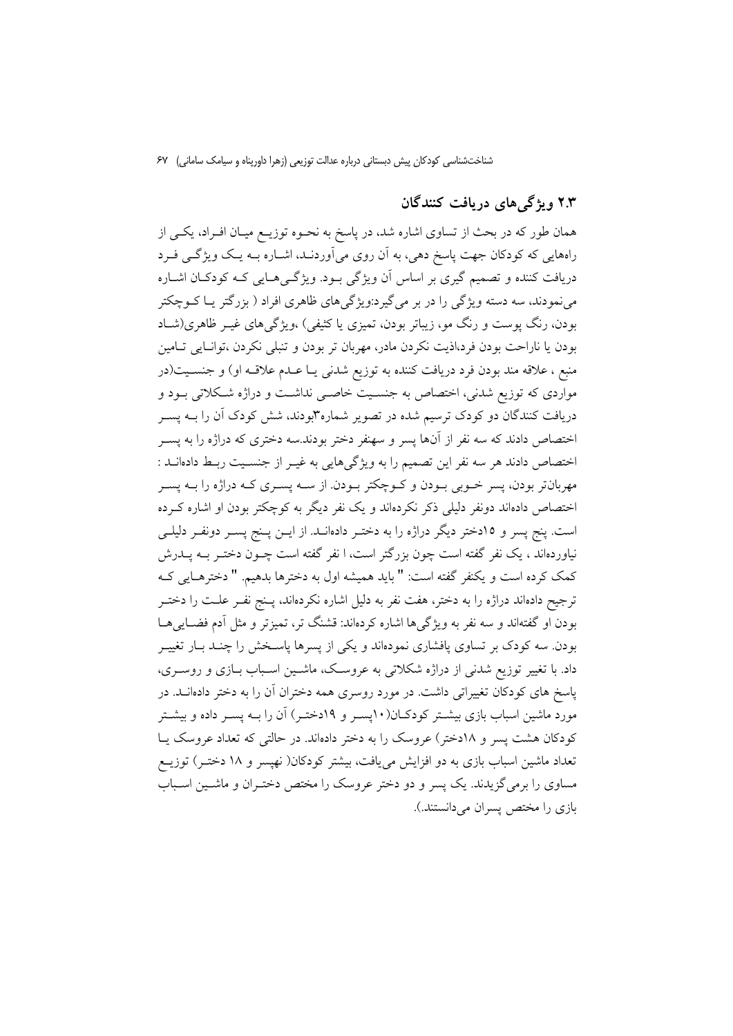## ۲.۳ ویژگی‌های دریافت کنندگان

همان طور که در بحث از تساوی اشاره شد، در پاسخ به نحـوه توزیـع میـان افـراد، یکـی از راه‌هایی که کودکان جهت پاسخ دهی، به آن روی می‌آوردنـد، اشـاره بـه یـک ویژگـی فـرد دریافت کننده و تصمیم گیری بر اساس آن ویژگی بـود. ویژگـی‌هـایی کـه کودکـان اشـاره می‌نمودند، سه دسته ویژگی را در بر می‌گیرد:ویژگی‌های ظاهری افراد ( بزرگتر یـا کـوچکتر بودن، رنگ پوست و رنگ مو، زیباتر بودن، تمیزی یا کثیفی) ،ویژگی‌های غیـر ظاهری(شـاد بودن یا ناراحت بودن فرد،اذیت نکردن مادر، مهربان تر بودن و تنبلی نکردن ،توانـایی تـامین منبع ، علاقه مند بودن فرد دریافت کننده به توزیع شدنی یـا عـدم علاقـه او) و جنسـیت(در مواردی که توزیع شدنی، اختصاص به جنسـیت خاصـی نداشـت و دراژه شـکلاتی بـود و دریافت کنندگان دو کودک ترسیم شده در تصویر شماره۳بودند، شش کودک آن را بـه پسـر اختصاص دادند که سه نفر از آن‌ها پسر و سه‌نفر دختر بودند.سه دختری که دراژه را به پسـر اختصاص دادند هر سه نفر این تصمیم را به ویژگی‌هایی به غیـر از جنسـیت ربـط داده‌انـد : مهربان‌تر بودن، پسر خـوبی بـودن و کـوچکتر بـودن. از سـه پسـری کـه دراژه را بـه پسـر اختصاص داده‌اند دونفر دلیلی ذکر نکرده‌اند و یک نفر دیگر به کوچکتر بودن او اشاره کـرده است. پنج پسر و ۱۵دختر دیگر دراژه را به دختـر داده‌انـد. از ایـن پـنج پسـر دونفـر دلیلـی نیاورده‌اند ، یک نفر گفته است چون بزرگتر است، ا نفر گفته است چـون دختـر بـه پـدرش کمک کرده است و یکنفر گفته است: " باید همیشه اول به دخترها بدهیم. " دخترهـایی کـه ترجیح داده‌اند دراژه را به دختر، هفت نفر به دلیل اشاره نکرده‌اند، پـنج نفـر علـت را دختـر بودن او گفته‌اند و سه نفر به ویژگی‌ها اشاره کرده‌اند: قشنگ تر، تمیزتر و مثل آدم فضـایی‌هـا بودن. سه کودک بر تساوی پافشاری نموده‌اند و یکی از پسرها پاسـخش را چنـد بـار تغییـر داد. با تغییر توزیع شدنی از دراژه شکلاتی به عروسـک، ماشـین اسـباب بـازی و روسـری، پاسخ های کودکان تغییراتی داشت. در مورد روسری همه دختران آن را به دختر داده‌انـد. در مورد ماشین اسباب بازی بیشـتر کودکـان(۱۰پسـر و ۱۹دختـر) آن را بـه پسـر داده و بیشـتر کودکان هشت پسر و ۱۸دختر) عروسک را به دختر داده‌اند. در حالتی که تعداد عروسک یـا تعداد ماشین اسباب بازی به دو افزایش می‌یافت، بیشتر کودکان( نهپسر و ۱۸ دختـر) توزیـع مساوی را برمی‌گزیدند. یک پسر و دو دختر عروسک را مختص دختـران و ماشـین اسـباب بازی را مختص پسران می‌دانستند.).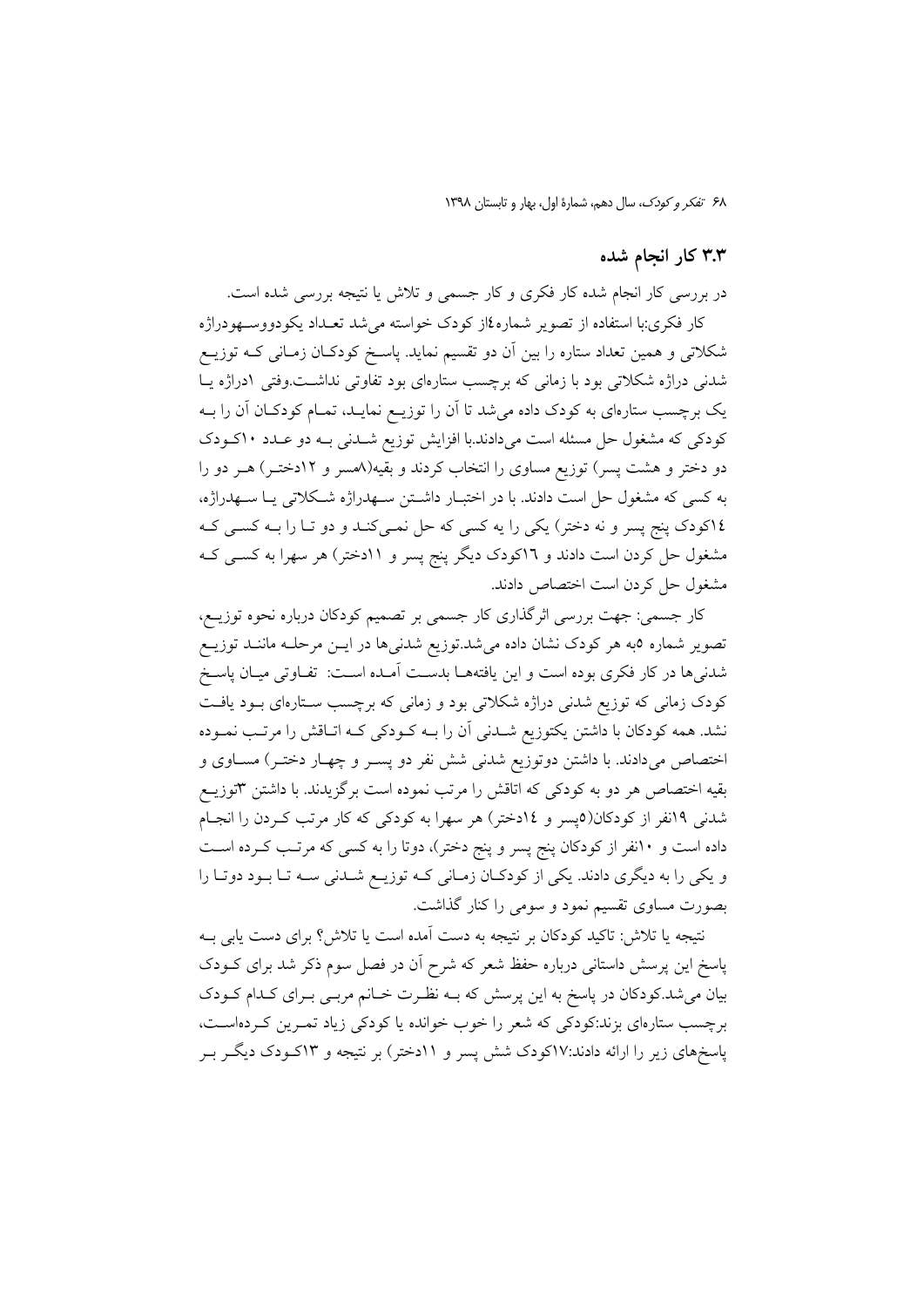## ۳.۳ کار انجام شده

در بررسی کار انجام شده کار فکری و کار جسمی و تلاش یا نتیجه بررسی شده است.

کار فکری:با استفاده از تصویر شماره٤از کودک خواسته می‌شد تعـداد یکودووسـهودراژه شکلاتی و همین تعداد ستاره را بین آن دو تقسیم نماید. پاسـخ کودکـان زمـانی کـه توزیـع شدنی دراژه شکلاتی بود با زمانی که برچسب ستاره‌ای بود تفاوتی نداشـت.وقتی ۱دراژه یـا یک برچسب ستاره‌ای به کودک داده می‌شد تا آن را توزیـع نمایـد، تمـام کودکـان آن را بـه کودکی که مشغول حل مسئله است می‌دادند.با افزایش توزیع شـدنی بـه دو عـدد ۱۰کـودک دو دختر و هشت پسر) توزیع مساوی را انتخاب کردند و بقیه(۸مسر و ۱۲دختـر) هـر دو را به کسی که مشغول حل است دادند. با در اختبـار داشـتن سـهدراژه شـکلاتی یـا سـهدراژه، ١٤کودک پنج پسر و نه دختر) یکی را یه کسی که حل نمـی‌کنـد و دو تـا را بـه کسـی کـه مشغول حل کردن است دادند و ١٦کودک دیگر پنج پسر و ۱۱دختر) هر سهرا به کسـی کـه مشغول حل کردن است اختصاص دادند.

کار جسمی: جهت بررسی اثرگذاری کار جسمی بر تصمیم کودکان درباره نحوه توزیـع، تصویر شماره ٥به هر کودک نشان داده می‌شد.توزیع شدنی‌ها در ایـن مرحلـه ماننـد توزیـع شدنی‌ها در کار فکری بوده است و این یافتههـا بدسـت آمـده اسـت: تفـاوتی میـان پاسـخ کودک زمانی که توزیع شدنی دراژه شکلاتی بود و زمانی که برچسب سـتاره‌ای بـود یافـت نشد. همه کودکان با داشتن یکتوزیع شـدنی آن را بـه کـودکی کـه اتـاقش را مرتـب نمـوده اختصاص می‌دادند. با داشتن دوتوزیع شدنی شش نفر دو پسـر و چهـار دختـر) مسـاوی و بقیه اختصاص هر دو به کودکی که اتاقش را مرتب نموده است برگزیدند. با داشتن ۳توزیـع شدنی ۱۹نفر از کودکان(٥پسر و ١٤دختر) هر سهرا به کودکی که کار مرتب کـردن را انجـام داده است و ۱۰نفر از کودکان پنج پسر و پنج دختر)، دوتا را به کسی که مرتـب کـرده اسـت و یکی را به دیگری دادند. یکی از کودکـان زمـانی کـه توزیـع شـدنی سـه تـا بـود دوتـا را بصورت مساوی تقسیم نمود و سومی را کنار گذاشت.

نتیجه یا تلاش: تاکید کودکان بر نتیجه به دست آمده است یا تلاش؟ برای دست یابی بـه پاسخ این پرسش داستانی درباره حفظ شعر که شرح آن در فصل سوم ذکر شد برای کـودک بیان می‌شد.کودکان در پاسخ به این پرسش که بـه نظـرت خـانم مربـی بـرای کـدام کـودک برچسب ستاره‌ای بزند:کودکی که شعر را خوب خوانده یا کودکی زیاد تمـرین کـرده‌اسـت، پاسخ‌های زیر را ارائه دادند:۱۷کودک شش پسر و ۱۱دختر) بر نتیجه و ۱۳کـودک دیگـر بـر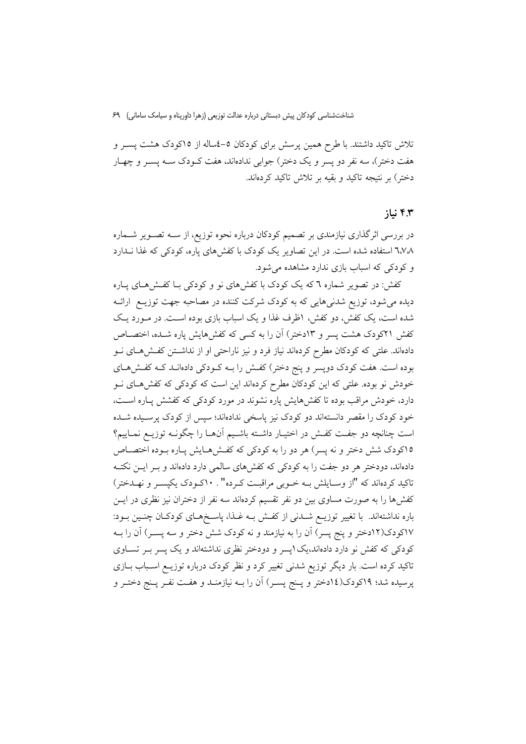تلاش تاکید داشتند. با طرح همین پرسش برای کودکان ۵-٤ساله از ۱۵کودک هشت پسر و هفت دختر)، سه نفر دو پسر و یک دختر) جوابی ندادهاند، هفت کودک سه پسر و چهار دختر) بر نتیجه تاکید و بقیه بر تلاش تاکید کردهاند.

### ۴.۳ نیاز

در بررسی اثرگذاری نیازمندی بر تصمیم کودکان درباره نحوه توزیع، از سه تصویر شماره ٦،٧،٨ استفاده شده است. در این تصاویر یک کودک با کفش‌های پاره، کودکی که غذا ندارد و کودکی که اسباب بازی ندارد مشاهده می‌شود.

کفش: در تصویر شماره ٦ که یک کودک با کفش‌های نو و کودکی با کفش‌های پاره دیده می‌شود، توزیع شدنی‌هایی که به کودک شرکت کننده در مصاحبه جهت توزیع ارائه شده است، یک کفش، دو کفش، ۱ظرف غذا و یک اسباب بازی بوده است. در مورد یک کفش ۲۱کودک هشت پسر و ۱۳دختر) آن را به کسی که کفش‌هایش پاره شده، اختصاص داده‌اند. عللی که کودکان مطرح کرده‌اند نیاز فرد و نیز ناراحتی او از نداشتن کفش‌های نو بوده است. هفت کودک دوپسر و پنج دختر) کفش را به کودکی داده‌اند که کفش‌های خودش نو بوده. عللی که این کودکان مطرح کرده‌اند این است که کودکی که کفش‌های نو دارد، خودش مراقب بوده تا کفش‌هایش پاره نشوند در مورد کودکی که کفشش پاره است، خود کودک را مقصر دانسته‌اند دو کودک نیز پاسخی نداده‌اند؛ سپس از کودک پرسیده شده است چنانچه دو جفت کفش در اختیار داشته باشیم آن‌ها را چگونه توزیع نماییم؟ ۱۵کودک شش دختر و نه پسر) هر دو را به کودکی که کفش‌هایش پاره بوده اختصاص داده‌اند، دودختر هر دو جفت را به کودکی که کفش‌های سالمی دارد داده‌اند و بر این نکته تاکید کرده‌اند که "از وسایلش به خوبی مراقبت کرده" . ۱۰کودک یکپسر و نه‌دختر) کفش‌ها را به صورت مساوی بین دو نفر تقسیم کرده‌اند سه نفر از دختران نیز نظری در این باره نداشته‌اند. با تغییر توزیع شدنی از کفش به غذا، پاسخ‌های کودکان چنین بود: ۱۷کودک(۱۲دختر و پنج پسر) آن را به نیازمند و نه کودک شش دختر و سه پسر) آن را به کودکی که کفش نو دارد داده‌اند،یک۱پسر و دودختر نظری نداشته‌اند و یک پسر بر تساوی تاکید کرده است. بار دیگر توزیع شدنی تغییر کرد و نظر کودک درباره توزیع اسباب بازی پرسیده شد؛ ۱۹کودک(١٤دختر و پنج پسر) آن را به نیازمند و هفت نفر پنج دختر و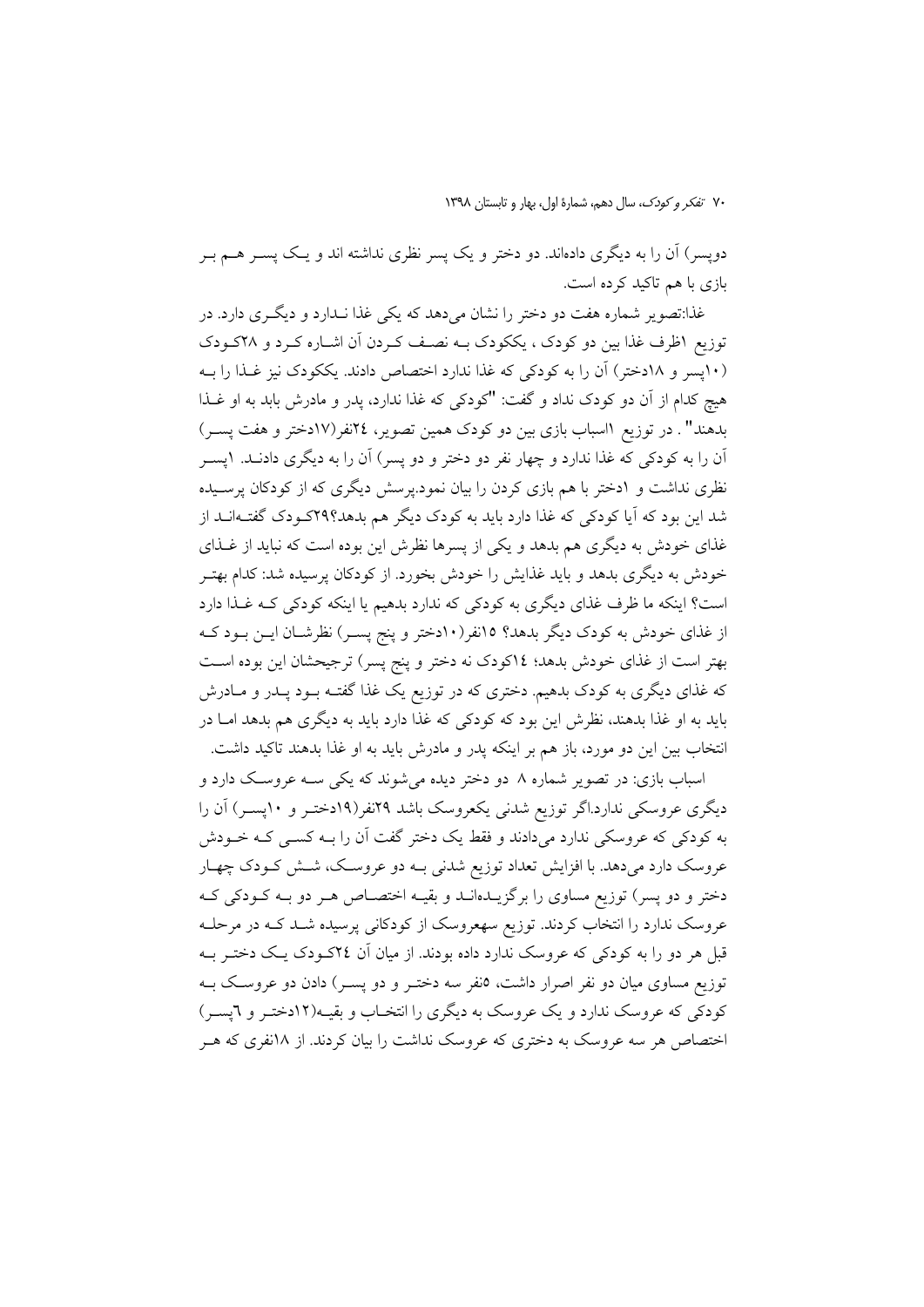دوپسر) آن را به دیگری داده‌اند. دو دختر و یک پسر نظری نداشته اند و یـک پسـر هـم بـر بازی با هم تاکید کرده است.

غذا:تصویر شماره هفت دو دختر را نشان می‌دهد که یکی غذا نـدارد و دیگـری دارد. در توزیع ۱ظرف غذا بین دو کودک ، یککودک بـه نصـف کـردن آن اشـاره کـرد و ۲۸کـودک (۱۰پسر و ۱۸دختر) آن را به کودکی که غذا ندارد اختصاص دادند. یککودک نیز غـذا را بـه هیچ کدام از آن دو کودک نداد و گفت: "کودکی که غذا ندارد، پدر و مادرش باید به او غـذا بدهند" . در توزیع ۱اسباب بازی بین دو کودک همین تصویر، ۲۴نفر(۱۷دختر و هفت پسـر) آن را به کودکی که غذا ندارد و چهار نفر دو دختر و دو پسر) آن را به دیگری دادنـد. ۱پسـر نظری نداشت و ۱دختر با هم بازی کردن را بیان نمود.پرسش دیگری که از کودکان پرسـیده شد این بود که آیا کودکی که غذا دارد باید به کودک دیگر هم بدهد؟۲۹کـودک گفتـه‌انـد از غذای خودش به دیگری هم بدهد و یکی از پسرها نظرش این بوده است که نباید از غـذای خودش به دیگری بدهد و باید غذایش را خودش بخورد. از کودکان پرسیده شد: کدام بهتـر است؟ اینکه ما ظرف غذای دیگری به کودکی که ندارد بدهیم یا اینکه کودکی کـه غـذا دارد از غذای خودش به کودک دیگر بدهد؟ ۱۵نفر(۱۰دختر و پنج پسـر) نظرشـان ایـن بـود کـه بهتر است از غذای خودش بدهد؛ ۱۴کودک نه دختر و پنج پسر) ترجیحشان این بوده اسـت که غذای دیگری به کودک بدهیم. دختری که در توزیع یک غذا گفتـه بـود پـدر و مـادرش باید به او غذا بدهند، نظرش این بود که کودکی که غذا دارد باید به دیگری هم بدهد امـا در انتخاب بین این دو مورد، باز هم بر اینکه پدر و مادرش باید به او غذا بدهند تاکید داشت.

اسباب بازی: در تصویر شماره ۸ دو دختر دیده می‌شوند که یکی سـه عروسـک دارد و دیگری عروسکی ندارد.اگر توزیع شدنی یکعروسک باشد ۲۹نفر(۱۹دختـر و ۱۰پسـر) آن را به کودکی که عروسکی ندارد می‌دادند و فقط یک دختر گفت آن را بـه کسـی کـه خـودش عروسک دارد می‌دهد. با افزایش تعداد توزیع شدنی بـه دو عروسـک، شـش کـودک چهـار دختر و دو پسر) توزیع مساوی را برگزیـده‌انـد و بقیـه اختصـاص هـر دو بـه کـودکی کـه عروسک ندارد را انتخاب کردند. توزیع سهعروسک از کودکانی پرسیده شـد کـه در مرحلـه قبل هر دو را به کودکی که عروسک ندارد داده بودند. از میان آن ۲۴کـودک یـک دختـر بـه توزیع مساوی میان دو نفر اصرار داشت، ۵نفر سه دختـر و دو پسـر) دادن دو عروسـک بـه کودکی که عروسک ندارد و یک عروسک به دیگری را انتخـاب و بقیـه(۱۲دختـر و ٦پسـر) اختصاص هر سه عروسک به دختری که عروسک نداشت را بیان کردند. از ۱۸نفری که هـر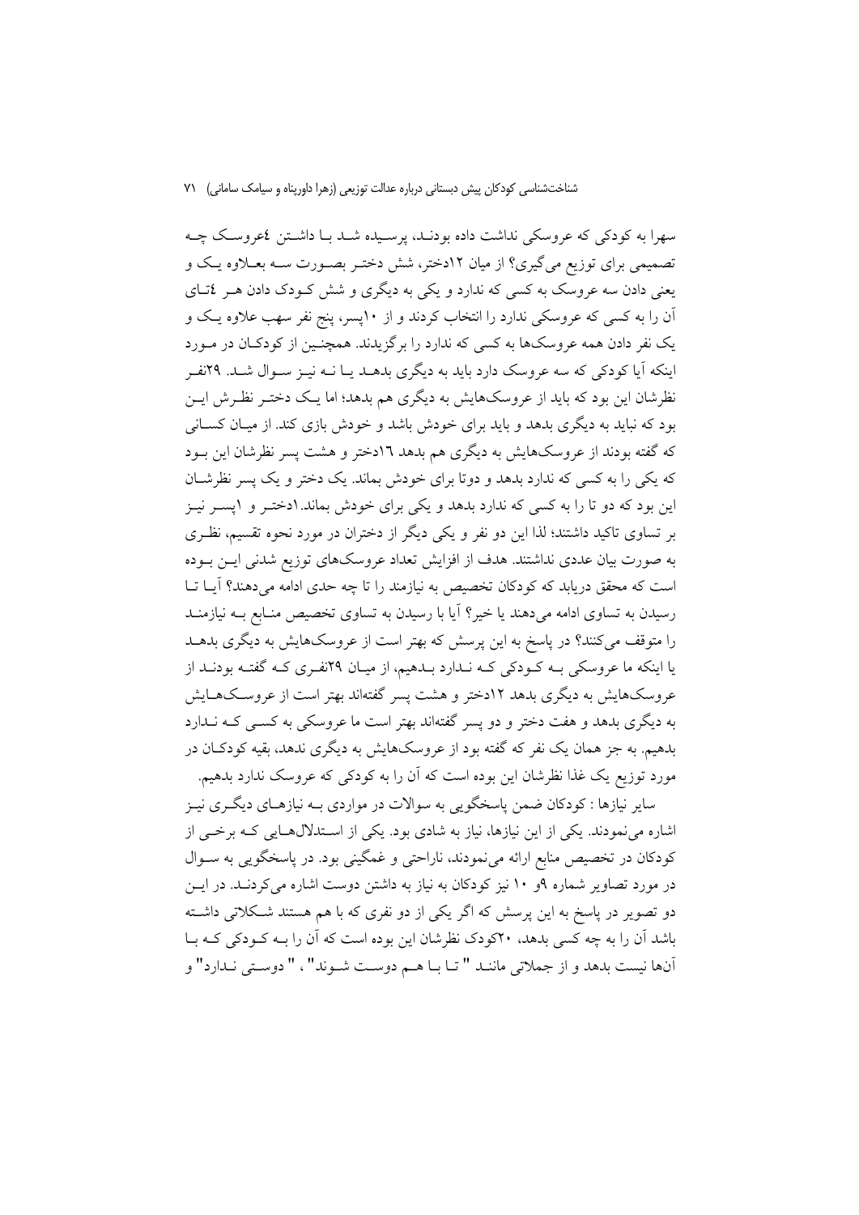سهرا به کودکی که عروسکی نداشت داده بودنـد، پرسـیده شـد بـا داشـتن ٤عروسـک چـه تصمیمی برای توزیع می‌گیری؟ از میان ١٢دختر، شش دختـر بصـورت سـه بعـلاوه یـک و یعنی دادن سه عروسک به کسی که ندارد و یکی به دیگری و شش کـودک دادن هـر ٤تـای آن را به کسی که عروسکی ندارد را انتخاب کردند و از ١٠پسر، پنج نفر سهب علاوه یـک و یک نفر دادن همه عروسک‌ها به کسی که ندارد را برگزیدند. همچنـین از کودکـان در مـورد اینکه آیا کودکی که سه عروسک دارد باید به دیگری بدهـد یـا نـه نیـز سـوال شـد. ٢٩نفـر نظرشان این بود که باید از عروسک‌هایش به دیگری هم بدهد؛ اما یـک دختـر نظـرش ایـن بود که نباید به دیگری بدهد و باید برای خودش باشد و خودش بازی کند. از میـان کسـانی که گفته بودند از عروسک‌هایش به دیگری هم بدهد ١٦دختر و هشت پسر نظرشان این بـود که یکی را به کسی که ندارد بدهد و دوتا برای خودش بماند. یک دختر و یک پسر نظرشـان این بود که دو تا را به کسی که ندارد بدهد و یکی برای خودش بماند.١دختـر و ١پسـر نیـز بر تساوی تاکید داشتند؛ لذا این دو نفر و یکی دیگر از دختران در مورد نحوه تقسیم، نظـری به صورت بیان عددی نداشتند. هدف از افزایش تعداد عروسک‌های توزیع شدنی ایـن بـوده است که محقق دریابد که کودکان تخصیص به نیازمند را تا چه حدی ادامه می‌دهند؟ آیـا تـا رسیدن به تساوی ادامه می‌دهند یا خیر؟ آیا با رسیدن به تساوی تخصیص منـابع بـه نیازمنـد را متوقف می‌کنند؟ در پاسخ به این پرسش که بهتر است از عروسک‌هایش به دیگری بدهـد یا اینکه ما عروسکی بـه کـودکی کـه نـدارد بـدهیم، از میـان ٢٩نفـری کـه گفتـه بودنـد از عروسک‌هایش به دیگری بدهد ١٢دختر و هشت پسر گفته‌اند بهتر است از عروسـک‌هـایش به دیگری بدهد و هفت دختر و دو پسر گفته‌اند بهتر است ما عروسکی به کسـی کـه نـدارد بدهیم. به جز همان یک نفر که گفته بود از عروسک‌هایش به دیگری ندهد، بقیه کودکـان در مورد توزیع یک غذا نظرشان این بوده است که آن را به کودکی که عروسک ندارد بدهیم.

سایر نیازها : کودکان ضمن پاسخگویی به سوالات در مواردی بـه نیازهـای دیگـری نیـز اشاره می‌نمودند. یکی از این نیازها، نیاز به شادی بود. یکی از اسـتدلال‌هـایی کـه برخـی از کودکان در تخصیص منابع ارائه می‌نمودند، ناراحتی و غمگینی بود. در پاسخگویی به سـوال در مورد تصاویر شماره ٩و ١٠ نیز کودکان به نیاز به داشتن دوست اشاره می‌کردنـد. در ایـن دو تصویر در پاسخ به این پرسش که اگر یکی از دو نفری که با هم هستند شـکلاتی داشـته باشد آن را به چه کسی بدهد، ٢٠کودک نظرشان این بوده است که آن را بـه کـودکی کـه بـا آن‌ها نیست بدهد و از جملاتیماننـد " تـا بـا هـم دوسـت شـوند"، " دوسـتی نـدارد" و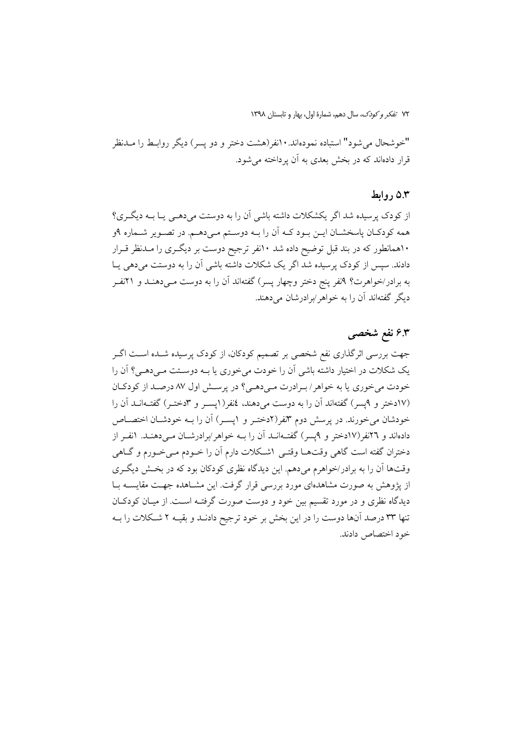"خوشحال می‌شود" استباه نموده‌اند. ۱۰نفر(هشت دختر و دو پسر) دیگر روابط را مدنظر قرار داده‌اند که در بخش بعدی به آن پرداخته می‌شود.

## ۵.۳ روابط

از کودک پرسیده شد اگر یکشکلات داشته باشی آن را به دوستت می‌دهی یا به دیگری؟ همه کودکان پاسخشان این بود که آن را به دوستم می‌دهم. در تصویر شماره ۹و ۱۰همانطور که در بند قبل توضیح داده شد ۱۰نفر ترجیح دوست بر دیگری را مدنظر قرار دادند. سپس از کودک پرسیده شد اگر یک شکلات داشته باشی آن را به دوستت می‌دهی یا به برادر/خواهرت؟ ۹نفر پنج دختر وچهار پسر) گفته‌اند آن را به دوست می‌دهند و ۲۱نفر دیگر گفته‌اند آن را به خواهر/برادرشان می‌دهند.

## ۶.۳ نفع شخصی

جهت بررسی اثرگذاری نفع شخصی بر تصمیم کودکان، از کودک پرسیده شده است اگر یک شکلات در اختیار داشته باشی آن را خودت می‌خوری یا به دوستت می‌دهی؟ آن را خودت می‌خوری یا به خواهر/ برادرت می‌دهی؟ در پرسش اول ۸۷ درصد از کودکان (۱۷دختر و ۹پسر) گفته‌اند آن را به دوست می‌دهند، ٤نفر(۱پسر و ۳دختر) گفته‌اند آن را خودشان می‌خورند. در پرسش دوم ۳نفر(۲دختر و ۱پسر) آن را به خودشان اختصاص داده‌اند و ۲٦نفر(۱۷دختر و ۹پسر) گفته‌اند آن را به خواهر/برادرشان می‌دهند. ۱نفر از دختران گفته است گاهی وقت‌ها وقتی ۱شکلات دارم آن را خودم می‌خورم و گاهی وقت‌ها آن را به برادر/خواهرم می‌دهم. این دیدگاه نظری کودکان بود که در بخش دیگری از پژوهش به صورت مشاهده‌ای مورد بررسی قرار گرفت. این مشاهده جهت مقایسه با دیدگاه نظری و در مورد تقسیم بین خود و دوست صورت گرفته است. از میان کودکان تنها ۳۳ درصد آن‌ها دوست را در این بخش بر خود ترجیح دادند و بقیه ۲ شکلات را به خود اختصاص دادند.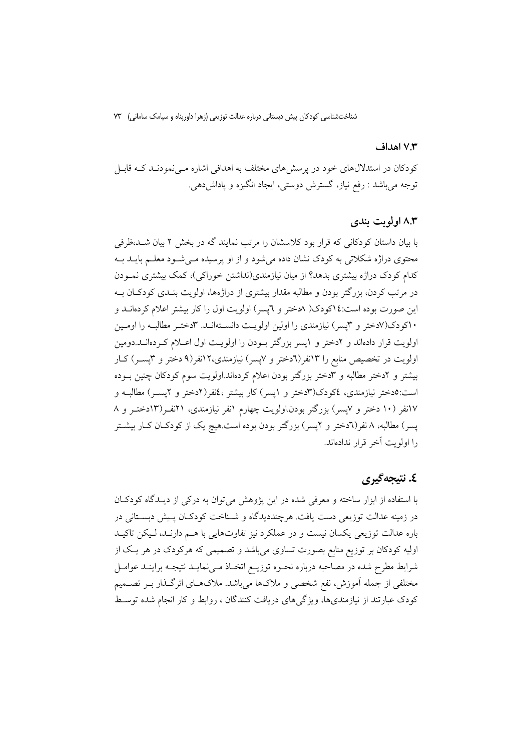### ۷.۳ اهداف

کودکان در استدلال‌های خود در پرسش‌های مختلف به اهدافی اشاره می‌نمودند که قابل توجه می‌باشد : رفع نیاز، گسترش دوستی، ایجاد انگیزه و پاداش‌دهی.

### ۸.۳ اولویت بندی

با بیان داستان کودکانی که قرار بود کلاسشان را مرتب نمایند گه در بخش ۲ بیان شد،ظرفی محتوی دراژه شکلاتی به کودک نشان داده می‌شود و از او پرسیده می‌شود معلم باید به کدام کودک دراژه بیشتری بدهد؟ از میان نیازمندی(نداشتن خوراکی)، کمک بیشتری نمودن در مرتب کردن، بزرگتر بودن و مطالبه مقدار بیشتری از دراژه‌ها، اولویت بندی کودکان به این صورت بوده است:۱٤کودک( ۸دختر و ٦پسر) اولویت اول را کار بیشتر اعلام کرده‌اند و ۱۰کودک(۷دختر و ۳پسر) نیازمندی را اولین اولویت دانسته‌اند. ۳دختر مطالبه را اومین اولویت قرار داده‌اند و ۲دختر و ۱پسر بزرگتر بودن را اولویت اول اعلام کرده‌اند.دومین اولویت در تخصیص منابع را ۱۳نفر(٦دختر و ۷پسر) نیازمندی،۱۲نفر(۹ دختر و ۳پسر) کار بیشتر و ۲دختر مطالبه و ۳دختر بزرگتر بودن اعلام کرده‌اند.اولویت سوم کودکان چنین بوده است:۵دختر نیازمندی، ٤کودک(۳دختر و ۱پسر) کار بیشتر ،٤نفر(۲دختر و ۲پسر) مطالبه و ۱۷نفر (۱۰ دختر و ۷پسر) بزرگتر بودن.اولویت چهارم ۱نفر نیازمندی، ۲۱نفر(۱۳دختر و ۸ پسر) مطالبه، ۸ نفر(٦دختر و ۲پسر) بزرگتر بودن بوده است.هیچ یک از کودکان کار بیشتر را اولویت آخر قرار نداده‌اند.

## ٤. نتیجه‌گیری

با استفاده از ابزار ساخته و معرفی شده در این پژوهش می‌توان به درکی از دیدگاه کودکان در زمینه عدالت توزیعی دست یافت. هرچنددیدگاه و شناخت کودکان پیش دبستانی در باره عدالت توزیعی یکسان نیست و در عملکرد نیز تفاوت‌هایی با هم دارند، لیکن تاکید اولیه کودکان بر توزیع منابع بصورت تساوی می‌باشد و تصمیمی که هرکودک در هر یک از شرایط مطرح شده در مصاحبه درباره نحوه توزیع اتخاذ می‌نماید نتیجه برایند عوامل مختلفی از جمله آموزش، نفع شخصی و ملاک‌ها می‌باشد. ملاک‌های اثرگذار بر تصمیم کودک عبارتند از نیازمندی‌ها، ویژگی‌های دریافت کنندگان ، روابط و کار انجام شده توسط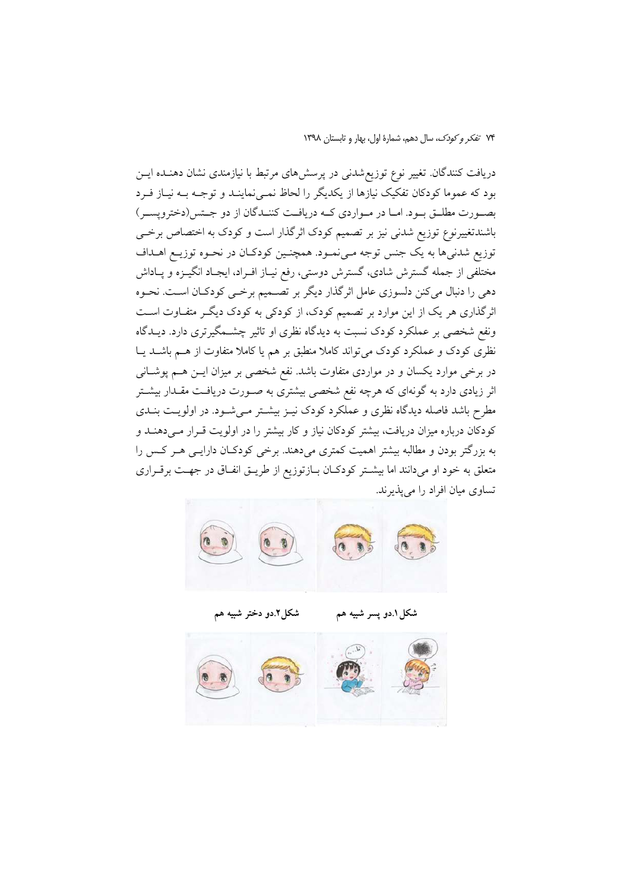دریافت کنندگان. تغییر نوع توزیع‌شدنی در پرسش‌های مرتبط با نیازمندی نشان دهنده این بود که عموما کودکان تفکیک نیازها از یکدیگر را لحاظ نمی‌نمایند و توجه به نیاز فرد بصورت مطلق بود. اما در مواردی که دریافت کنندگان از دو جنس(دختروپسر) باشندتغییرنوع توزیع شدنی نیز بر تصمیم کودک اثرگذار است و کودک به اختصاص برخی توزیع شدنی‌ها به یک جنس توجه می‌نمود. همچنین کودکان در نحوه توزیع اهداف مختلفی از جمله گسترش شادی، گسترش دوستی، رفع نیاز افراد، ایجاد انگیزه و پاداش دهی را دنبال می‌کنن دلسوزی عامل اثرگذار دیگر بر تصمیم برخی کودکان است. نحوه اثرگذاری هر یک از این موارد بر تصمیم کودک، از کودکی به کودک دیگر متفاوت است ونفع شخصی بر عملکرد کودک نسبت به دیدگاه نظری او تاثیر چشمگیرتری دارد. دیدگاه نظری کودک و عملکرد کودک می‌تواند کاملا منطبق بر هم یا کاملا متفاوت از هم باشد یا در برخی موارد یکسان و در مواردی متفاوت باشد. نفع شخصی بر میزان این هم پوشانی اثر زیادی دارد به گونه‌ای که هرچه نفع شخصی بیشتری به صورت دریافت مقدار بیشتر مطرح باشد فاصله دیدگاه نظری و عملکرد کودک نیز بیشتر می‌شود. در اولویت بندی کودکان درباره میزان دریافت، بیشتر کودکان نیاز و کار بیشتر را در اولویت قرار می‌دهند و به بزرگتر بودن و مطالبه بیشتر اهمیت کمتری می‌دهند. برخی کودکان دارایی هر کس را متعلق به خود او می‌دانند اما بیشتر کودکان بازتوزیع از طریق انفاق در جهت برقراری تساوی میان افراد را می‌پذیرند.

شکل۱.دو پسر شبیه هم

شکل۲.دو دختر شبیه هم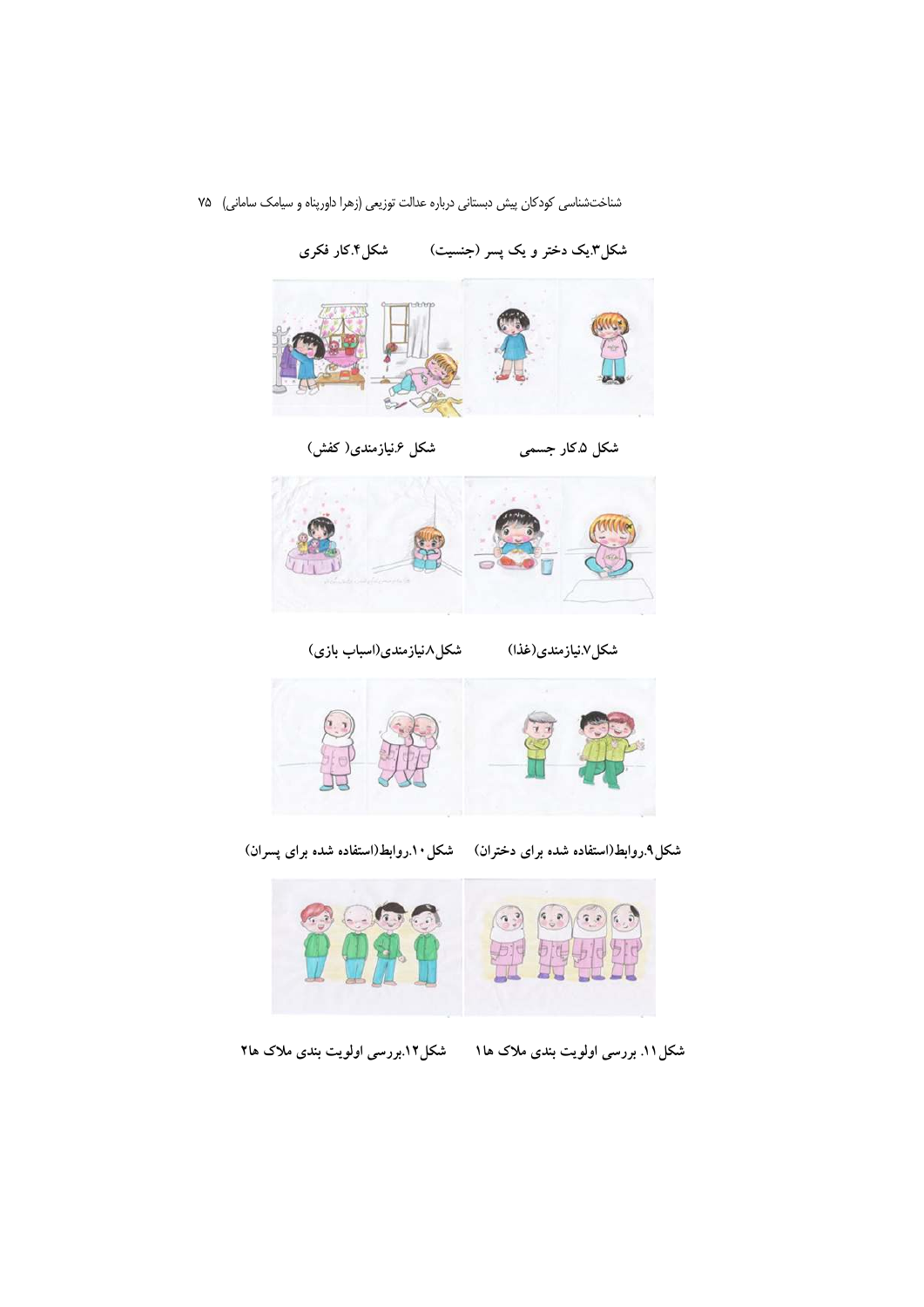شکل۳.یک دختر و یک پسر (جنسیت)　　شکل۴.کار فکری

شکل ۵.کار جسمی　　شکل ۶.نیازمندی( کفش)

شکل۷.نیازمندی(غذا)　　شکل۸.نیازمندی(اسباب بازی)

شکل۹.روابط(استفاده شده برای دختران)　　شکل۱۰.روابط(استفاده شده برای پسران)

شکل۱۱. بررسی اولویت بندی ملاک ها۱　　شکل۱۲.بررسی اولویت بندی ملاک ها۲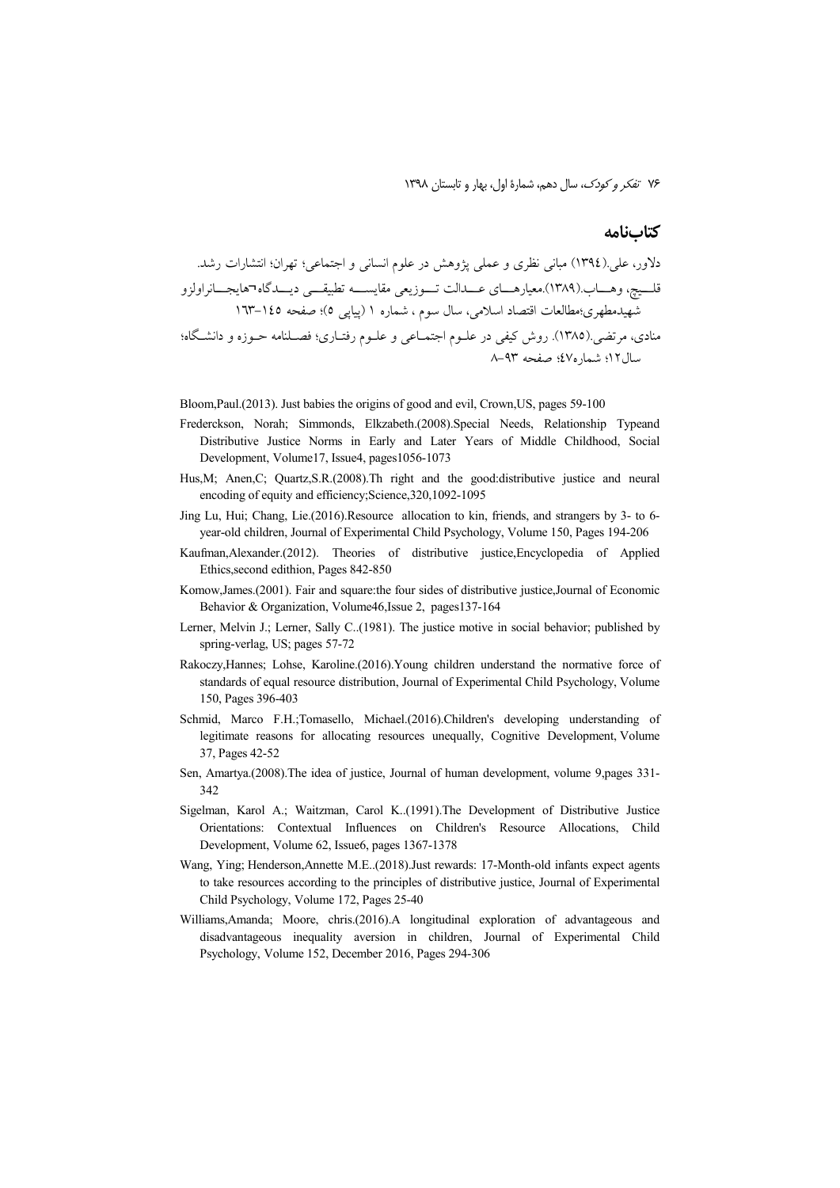## کتاب‌نامه

دلاور، علی.(۱۳۹٤) مبانی نظری و عملی پژوهش در علوم انسانی و اجتماعی؛ تهران؛ انتشارات رشد.

قلیچ، وهاب.(۱۳۸۹).معیارهای عدالت توزیعی مقایسه تطبیقی دیدگاه¬هایجانراولزو شهیدمطهری؛مطالعات اقتصاد اسلامی، سال سوم ، شماره ۱ (پیاپی ۵)؛ صفحه ١٤٥-١٦٣

منادی، مرتضی.(۱۳۸۵). روش کیفی در علوم اجتماعی و علوم رفتاری؛ فصلنامه حوزه و دانشگاه؛ سال۱۲؛ شماره٤٧؛ صفحه ۹۳-۸

Bloom,Paul.(2013). Just babies the origins of good and evil, Crown,US, pages 59-100

Frederckson, Norah; Simmonds, Elkzabeth.(2008).Special Needs, Relationship Typeand Distributive Justice Norms in Early and Later Years of Middle Childhood, Social Development, Volume17, Issue4, pages1056-1073

Hus,M; Anen,C; Quartz,S.R.(2008).Th right and the good:distributive justice and neural encoding of equity and efficiency;Science,320,1092-1095

Jing Lu, Hui; Chang, Lie.(2016).Resource allocation to kin, friends, and strangers by 3- to 6-year-old children, Journal of Experimental Child Psychology, Volume 150, Pages 194-206

Kaufman,Alexander.(2012). Theories of distributive justice,Encyclopedia of Applied Ethics,second edithion, Pages 842-850

Komow,James.(2001). Fair and square:the four sides of distributive justice,Journal of Economic Behavior & Organization, Volume46,Issue 2, pages137-164

Lerner, Melvin J.; Lerner, Sally C..(1981). The justice motive in social behavior; published by spring-verlag, US; pages 57-72

Rakoczy,Hannes; Lohse, Karoline.(2016).Young children understand the normative force of standards of equal resource distribution, Journal of Experimental Child Psychology, Volume 150, Pages 396-403

Schmid, Marco F.H.;Tomasello, Michael.(2016).Children's developing understanding of legitimate reasons for allocating resources unequally, Cognitive Development, Volume 37, Pages 42-52

Sen, Amartya.(2008).The idea of justice, Journal of human development, volume 9,pages 331-342

Sigelman, Karol A.; Waitzman, Carol K..(1991).The Development of Distributive Justice Orientations: Contextual Influences on Children's Resource Allocations, Child Development, Volume 62, Issue6, pages 1367-1378

Wang, Ying; Henderson,Annette M.E..(2018).Just rewards: 17-Month-old infants expect agents to take resources according to the principles of distributive justice, Journal of Experimental Child Psychology, Volume 172, Pages 25-40

Williams,Amanda; Moore, chris.(2016).A longitudinal exploration of advantageous and disadvantageous inequality aversion in children, Journal of Experimental Child Psychology, Volume 152, December 2016, Pages 294-306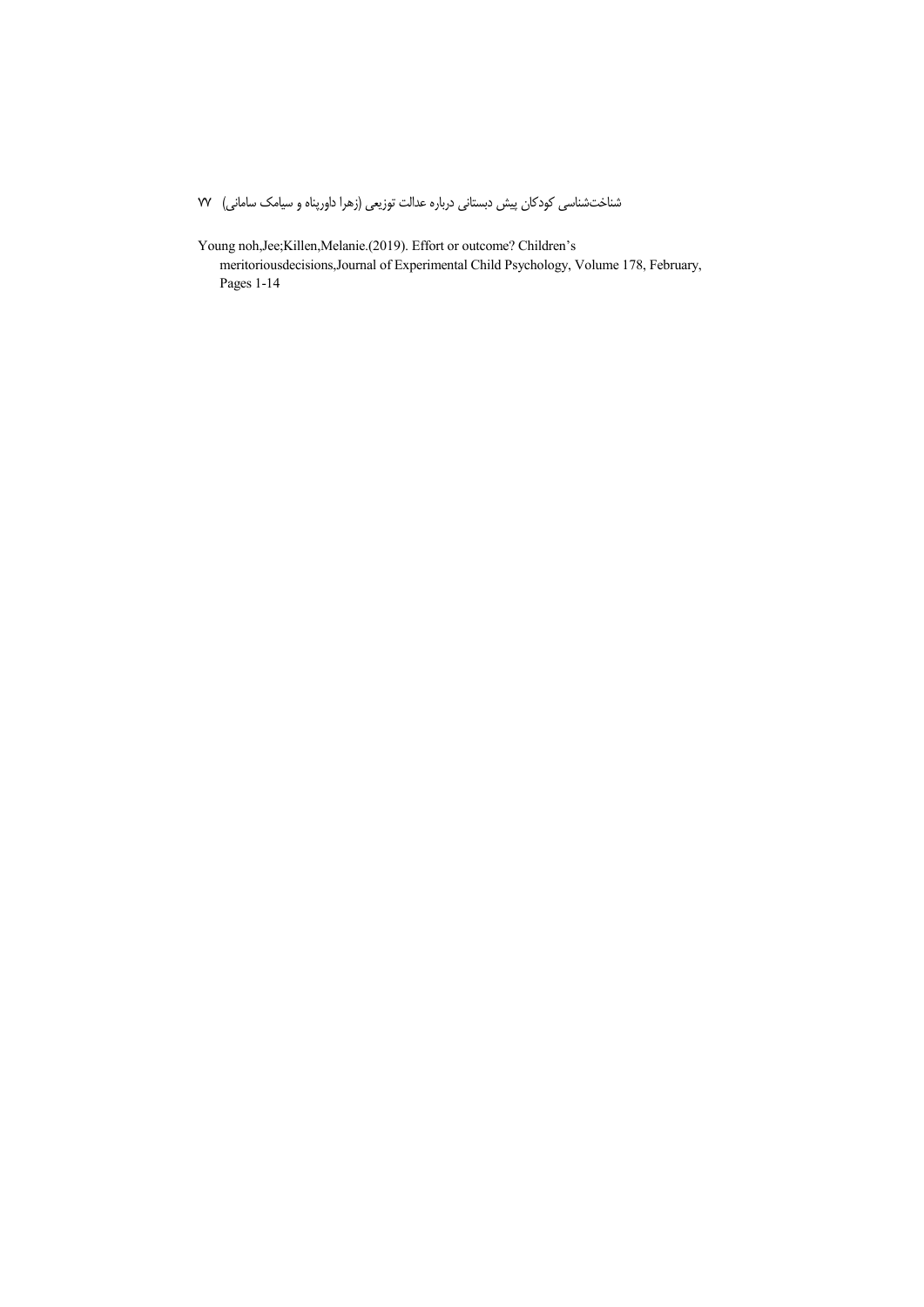Young noh,Jee;Killen,Melanie.(2019). Effort or outcome? Children's meritoriousdecisions,Journal of Experimental Child Psychology, Volume 178, February, Pages 1-14